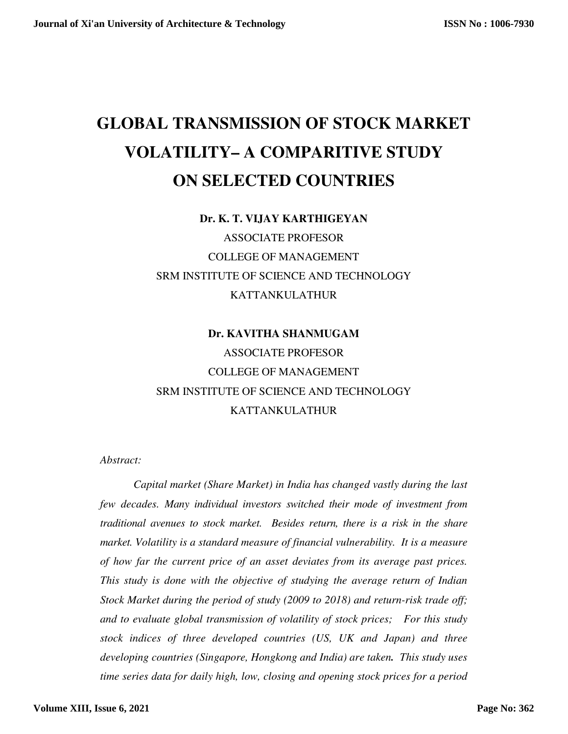# GLOBAL TRANSMISSION OF STOCK MARKET VOLATILITY– A COMPARITIVE STUDY ON SELECTED COUNTRIES

**Dr. K. T. VIJAY KARTHIGEYAN**

ASSOCIATE PROFESOR

COLLEGE OF MANAGEMENT

SRM INSTITUTE OF SCIENCE AND TECHNOLOGY

KATTANKULATHUR

**Dr. KAVITHA SHANMUGAM**

ASSOCIATE PROFESOR

COLLEGE OF MANAGEMENT

SRM INSTITUTE OF SCIENCE AND TECHNOLOGY

KATTANKULATHUR

*Abstract:*

*Capital market (Share Market) in India has changed vastly during the last few decades. Many individual investors switched their mode of investment from traditional avenues to stock market. Besides return, there is a risk in the share market. Volatility is a standard measure of financial vulnerability. It is a measure of how far the current price of an asset deviates from its average past prices. This study is done with the objective of studying the average return of Indian Stock Market during the period of study (2009 to 2018) and return-risk trade off; and to evaluate global transmission of volatility of stock prices; For this study stock indices of three developed countries (US, UK and Japan) and three developing countries (Singapore, Hongkong and India) are taken.* ***.*** *This study uses time series data for daily high, low, closing and opening stock prices for a period*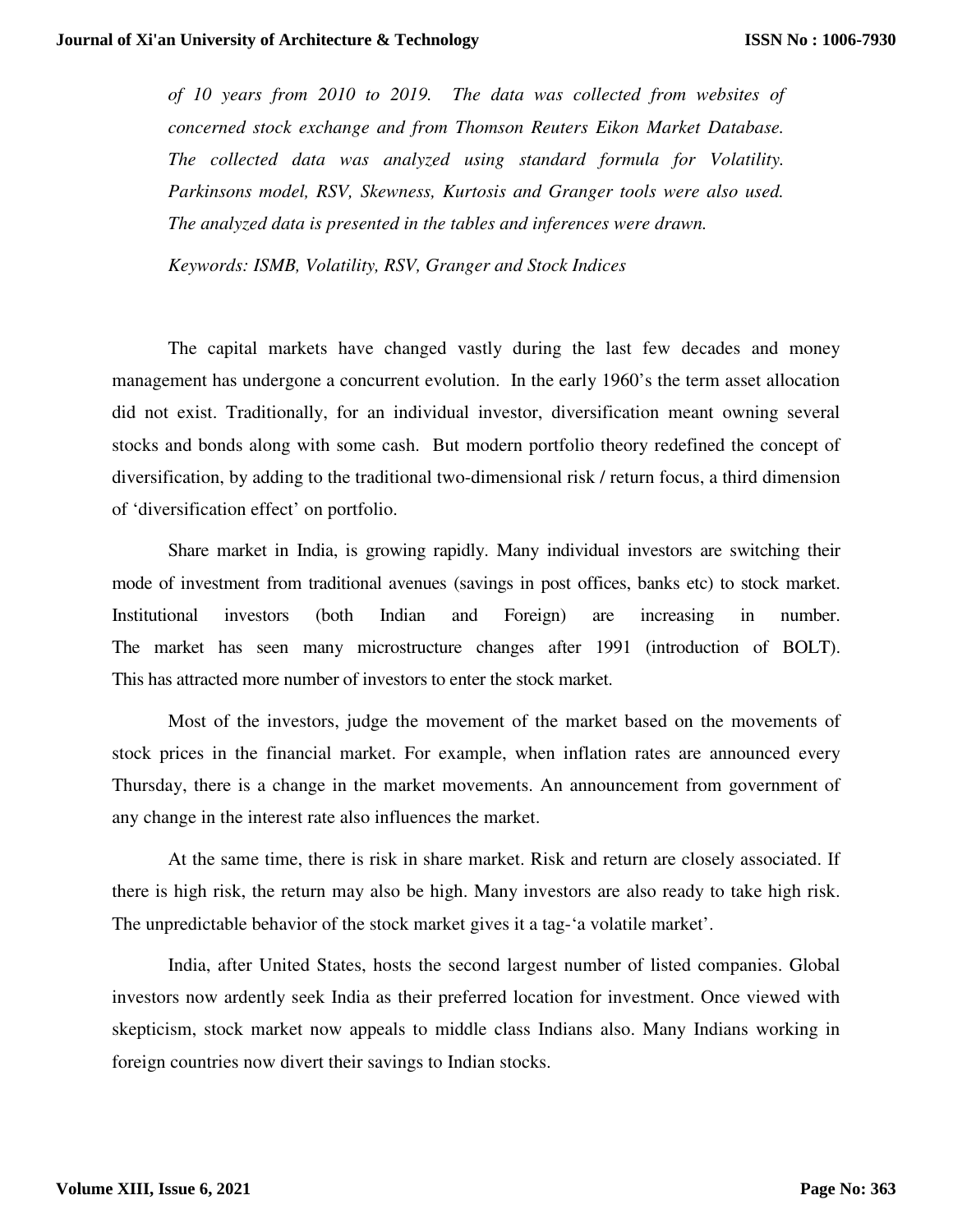*of 10 years from 2010 to 2019. The data was collected from websites of concerned stock exchange and from Thomson Reuters Eikon Market Database. The collected data was analyzed using standard formula for Volatility. Parkinsons model, RSV, Skewness, Kurtosis and Granger tools were also used. The analyzed data is presented in the tables and inferences were drawn.*

*Keywords: ISMB, Volatility, RSV, Granger and Stock Indices*

The capital markets have changed vastly during the last few decades and money management has undergone a concurrent evolution. In the early 1960's the term asset allocation did not exist. Traditionally, for an individual investor, diversification meant owning several stocks and bonds along with some cash. But modern portfolio theory redefined the concept of diversification, by adding to the traditional two-dimensional risk / return focus, a third dimension of 'diversification effect' on portfolio.

Share market in India, is growing rapidly. Many individual investors are switching their mode of investment from traditional avenues (savings in post offices, banks etc) to stock market. Institutional investors (both Indian and Foreign) are increasing in number. The market has seen many microstructure changes after 1991 (introduction of BOLT). This has attracted more number of investors to enter the stock market.

Most of the investors, judge the movement of the market based on the movements of stock prices in the financial market. For example, when inflation rates are announced every Thursday, there is a change in the market movements. An announcement from government of any change in the interest rate also influences the market.

At the same time, there is risk in share market. Risk and return are closely associated. If there is high risk, the return may also be high. Many investors are also ready to take high risk. The unpredictable behavior of the stock market gives it a tag-'a volatile market'.

India, after United States, hosts the second largest number of listed companies. Global investors now ardently seek India as their preferred location for investment. Once viewed with skepticism, stock market now appeals to middle class Indians also. Many Indians working in foreign countries now divert their savings to Indian stocks.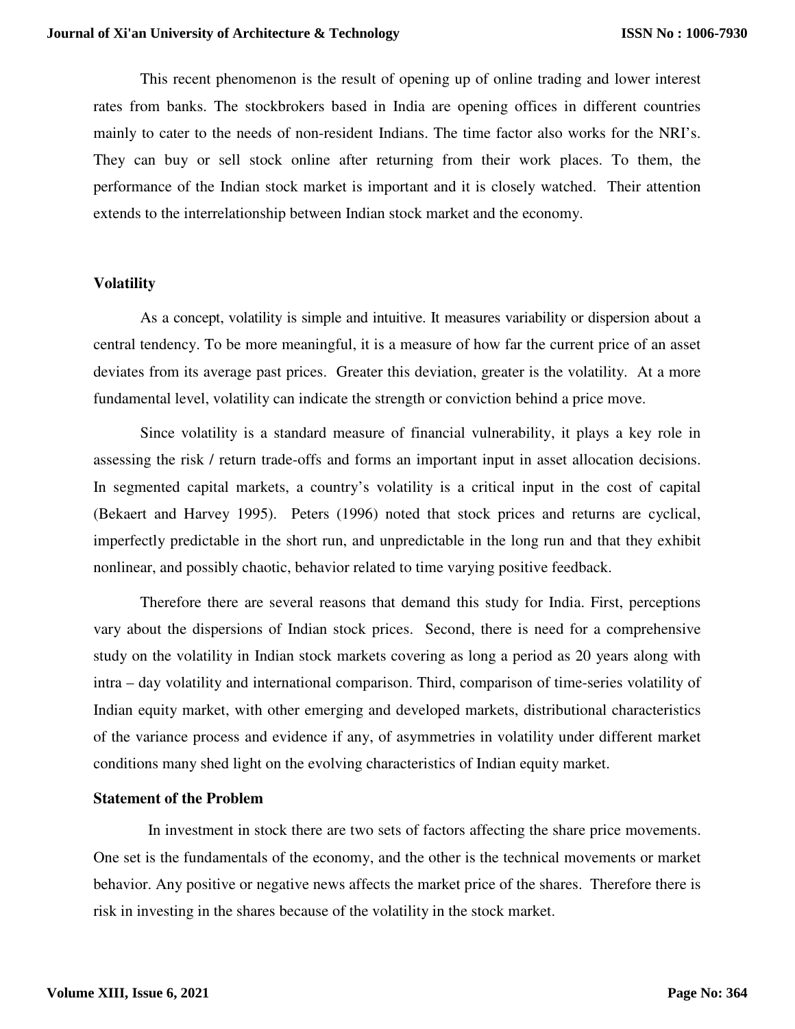This recent phenomenon is the result of opening up of online trading and lower interest rates from banks. The stockbrokers based in India are opening offices in different countries mainly to cater to the needs of non-resident Indians. The time factor also works for the NRI's. They can buy or sell stock online after returning from their work places. To them, the performance of the Indian stock market is important and it is closely watched. Their attention extends to the interrelationship between Indian stock market and the economy.

## Volatility

As a concept, volatility is simple and intuitive. It measures variability or dispersion about a central tendency. To be more meaningful, it is a measure of how far the current price of an asset deviates from its average past prices. Greater this deviation, greater is the volatility. At a more fundamental level, volatility can indicate the strength or conviction behind a price move.

Since volatility is a standard measure of financial vulnerability, it plays a key role in assessing the risk / return trade-offs and forms an important input in asset allocation decisions. In segmented capital markets, a country's volatility is a critical input in the cost of capital (Bekaert and Harvey 1995). Peters (1996) noted that stock prices and returns are cyclical, imperfectly predictable in the short run, and unpredictable in the long run and that they exhibit nonlinear, and possibly chaotic, behavior related to time varying positive feedback.

Therefore there are several reasons that demand this study for India. First, perceptions vary about the dispersions of Indian stock prices. Second, there is need for a comprehensive study on the volatility in Indian stock markets covering as long a period as 20 years along with intra – day volatility and international comparison. Third, comparison of time-series volatility of Indian equity market, with other emerging and developed markets, distributional characteristics of the variance process and evidence if any, of asymmetries in volatility under different market conditions many shed light on the evolving characteristics of Indian equity market.

## Statement of the Problem

In investment in stock there are two sets of factors affecting the share price movements. One set is the fundamentals of the economy, and the other is the technical movements or market behavior. Any positive or negative news affects the market price of the shares. Therefore there is risk in investing in the shares because of the volatility in the stock market.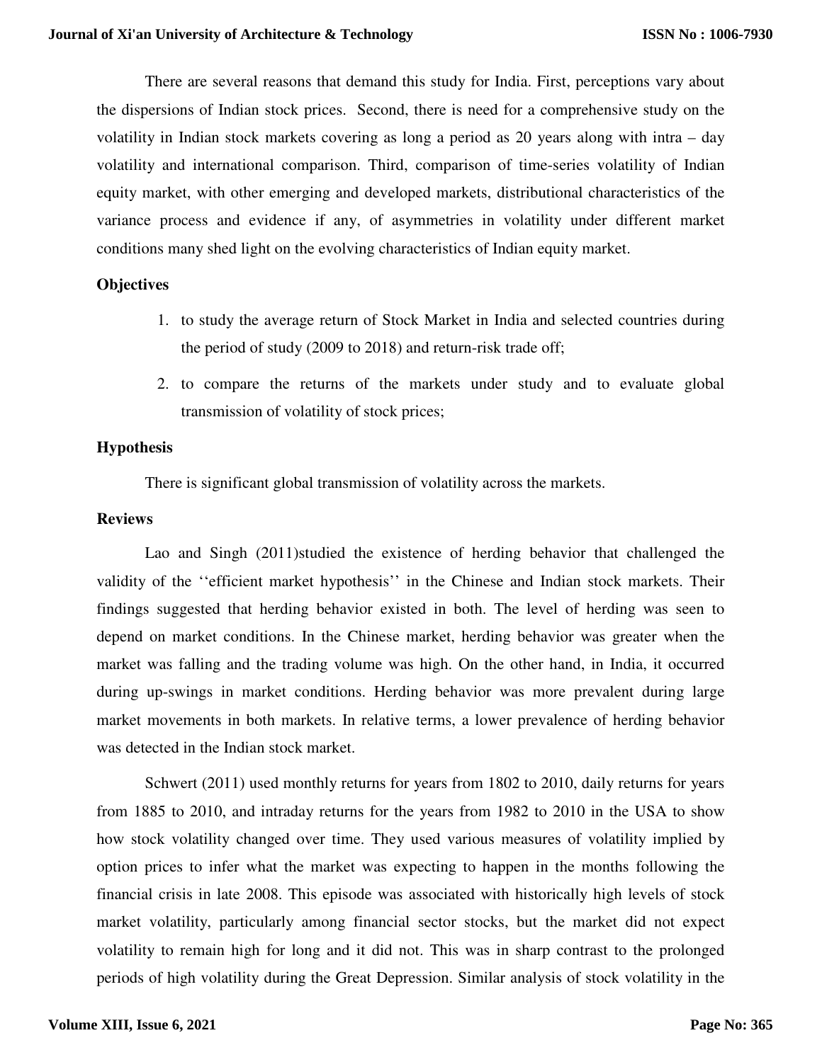There are several reasons that demand this study for India. First, perceptions vary about the dispersions of Indian stock prices. Second, there is need for a comprehensive study on the volatility in Indian stock markets covering as long a period as 20 years along with intra – day volatility and international comparison. Third, comparison of time-series volatility of Indian equity market, with other emerging and developed markets, distributional characteristics of the variance process and evidence if any, of asymmetries in volatility under different market conditions many shed light on the evolving characteristics of Indian equity market.

## Objectives

1. to study the average return of Stock Market in India and selected countries during the period of study (2009 to 2018) and return-risk trade off;
2. to compare the returns of the markets under study and to evaluate global transmission of volatility of stock prices;

## Hypothesis

There is significant global transmission of volatility across the markets.

## Reviews

Lao and Singh (2011)studied the existence of herding behavior that challenged the validity of the ''efficient market hypothesis'' in the Chinese and Indian stock markets. Their findings suggested that herding behavior existed in both. The level of herding was seen to depend on market conditions. In the Chinese market, herding behavior was greater when the market was falling and the trading volume was high. On the other hand, in India, it occurred during up-swings in market conditions. Herding behavior was more prevalent during large market movements in both markets. In relative terms, a lower prevalence of herding behavior was detected in the Indian stock market.

Schwert (2011) used monthly returns for years from 1802 to 2010, daily returns for years from 1885 to 2010, and intraday returns for the years from 1982 to 2010 in the USA to show how stock volatility changed over time. They used various measures of volatility implied by option prices to infer what the market was expecting to happen in the months following the financial crisis in late 2008. This episode was associated with historically high levels of stock market volatility, particularly among financial sector stocks, but the market did not expect volatility to remain high for long and it did not. This was in sharp contrast to the prolonged periods of high volatility during the Great Depression. Similar analysis of stock volatility in the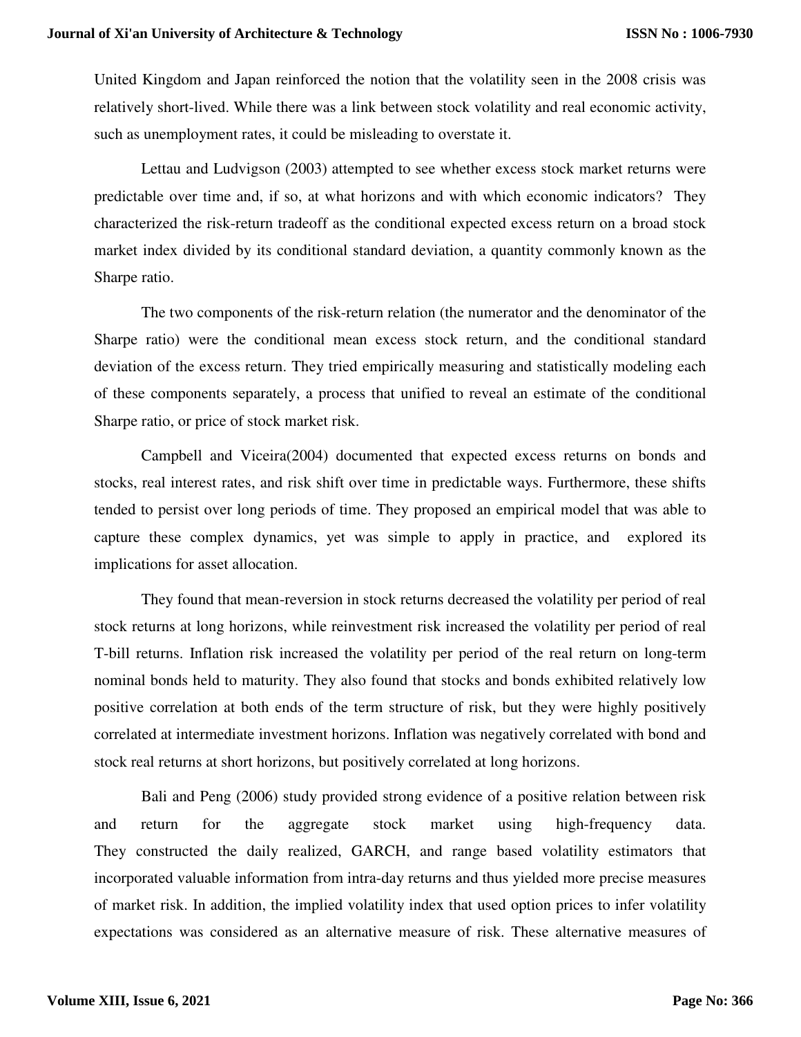United Kingdom and Japan reinforced the notion that the volatility seen in the 2008 crisis was relatively short-lived. While there was a link between stock volatility and real economic activity, such as unemployment rates, it could be misleading to overstate it.

Lettau and Ludvigson (2003) attempted to see whether excess stock market returns were predictable over time and, if so, at what horizons and with which economic indicators? They characterized the risk-return tradeoff as the conditional expected excess return on a broad stock market index divided by its conditional standard deviation, a quantity commonly known as the Sharpe ratio.

The two components of the risk-return relation (the numerator and the denominator of the Sharpe ratio) were the conditional mean excess stock return, and the conditional standard deviation of the excess return. They tried empirically measuring and statistically modeling each of these components separately, a process that unified to reveal an estimate of the conditional Sharpe ratio, or price of stock market risk.

Campbell and Viceira(2004) documented that expected excess returns on bonds and stocks, real interest rates, and risk shift over time in predictable ways. Furthermore, these shifts tended to persist over long periods of time. They proposed an empirical model that was able to capture these complex dynamics, yet was simple to apply in practice, and explored its implications for asset allocation.

They found that mean-reversion in stock returns decreased the volatility per period of real stock returns at long horizons, while reinvestment risk increased the volatility per period of real T-bill returns. Inflation risk increased the volatility per period of the real return on long-term nominal bonds held to maturity. They also found that stocks and bonds exhibited relatively low positive correlation at both ends of the term structure of risk, but they were highly positively correlated at intermediate investment horizons. Inflation was negatively correlated with bond and stock real returns at short horizons, but positively correlated at long horizons.

Bali and Peng (2006) study provided strong evidence of a positive relation between risk and return for the aggregate stock market using high-frequency data. They constructed the daily realized, GARCH, and range based volatility estimators that incorporated valuable information from intra-day returns and thus yielded more precise measures of market risk. In addition, the implied volatility index that used option prices to infer volatility expectations was considered as an alternative measure of risk. These alternative measures of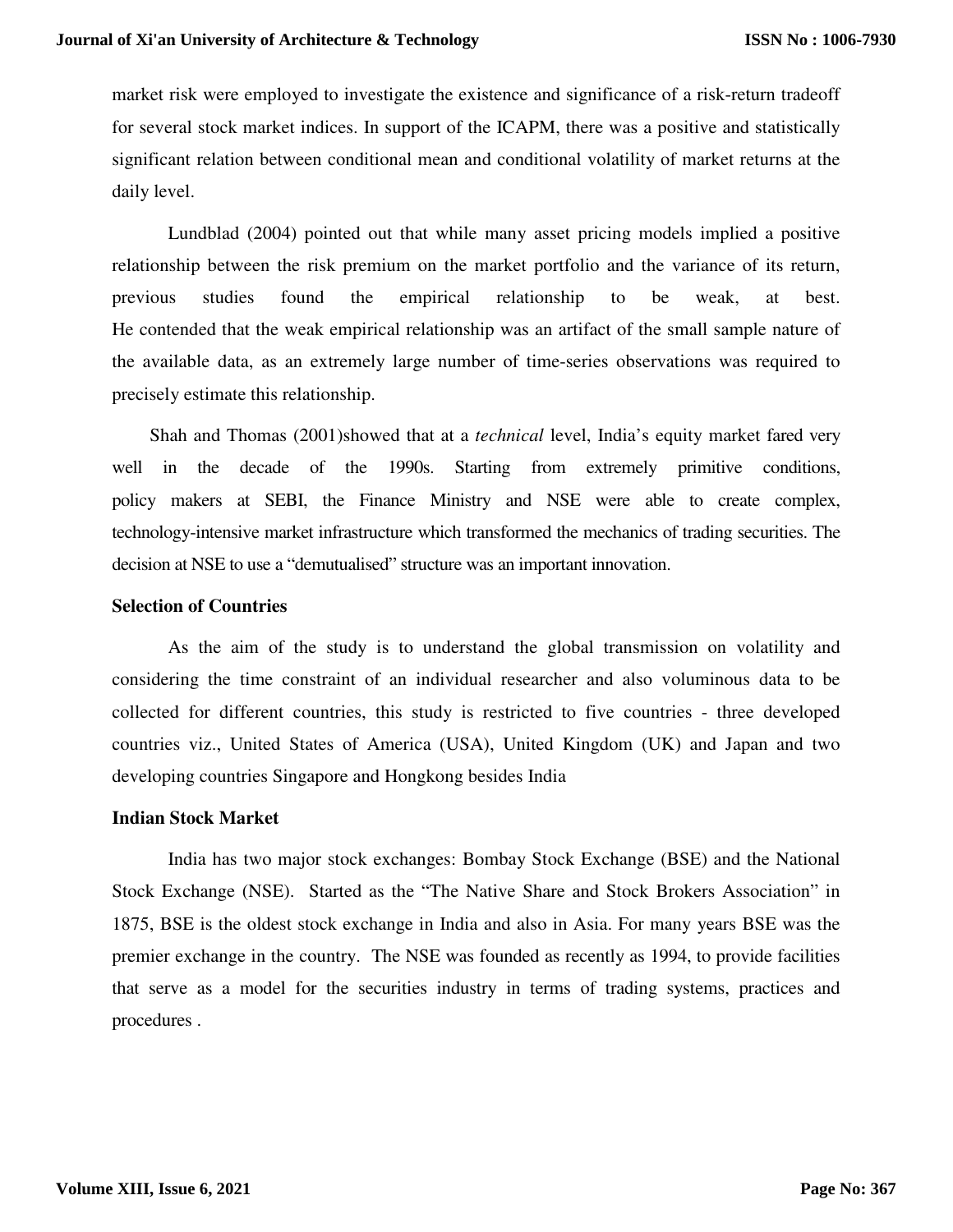market risk were employed to investigate the existence and significance of a risk-return tradeoff for several stock market indices. In support of the ICAPM, there was a positive and statistically significant relation between conditional mean and conditional volatility of market returns at the daily level.

Lundblad (2004) pointed out that while many asset pricing models implied a positive relationship between the risk premium on the market portfolio and the variance of its return, previous studies found the empirical relationship to be weak, at best. He contended that the weak empirical relationship was an artifact of the small sample nature of the available data, as an extremely large number of time-series observations was required to precisely estimate this relationship.

Shah and Thomas (2001)showed that at a *technical* level, India's equity market fared very well in the decade of the 1990s. Starting from extremely primitive conditions, policy makers at SEBI, the Finance Ministry and NSE were able to create complex, technology-intensive market infrastructure which transformed the mechanics of trading securities. The decision at NSE to use a "demutualised" structure was an important innovation.

**Selection of Countries**

As the aim of the study is to understand the global transmission on volatility and considering the time constraint of an individual researcher and also voluminous data to be collected for different countries, this study is restricted to five countries - three developed countries viz., United States of America (USA), United Kingdom (UK) and Japan and two developing countries Singapore and Hongkong besides India

**Indian Stock Market**

India has two major stock exchanges: Bombay Stock Exchange (BSE) and the National Stock Exchange (NSE). Started as the "The Native Share and Stock Brokers Association" in 1875, BSE is the oldest stock exchange in India and also in Asia. For many years BSE was the premier exchange in the country. The NSE was founded as recently as 1994, to provide facilities that serve as a model for the securities industry in terms of trading systems, practices and procedures .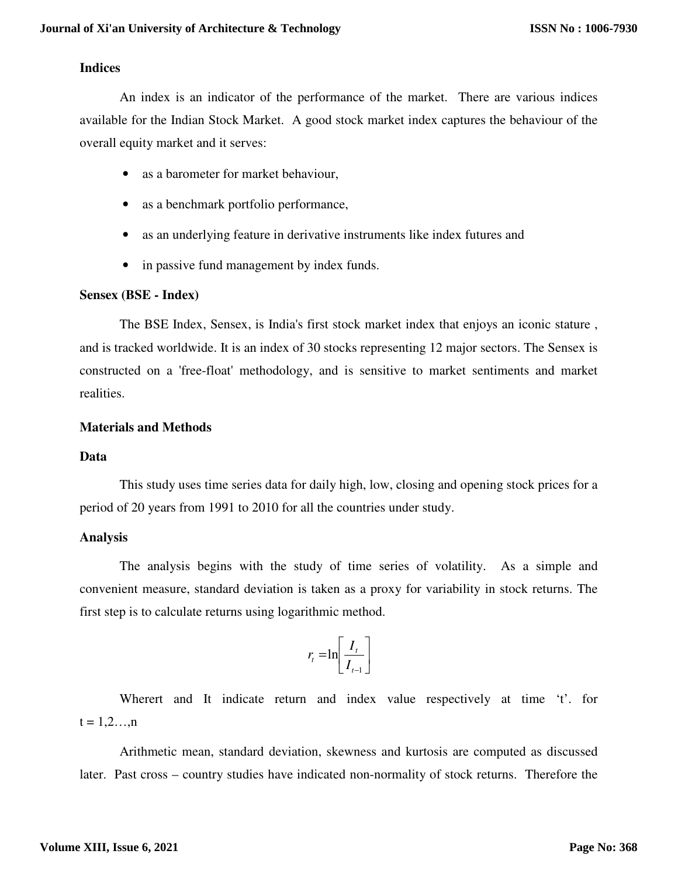**Indices**

An index is an indicator of the performance of the market. There are various indices available for the Indian Stock Market. A good stock market index captures the behaviour of the overall equity market and it serves:

- as a barometer for market behaviour,
- as a benchmark portfolio performance,
- as an underlying feature in derivative instruments like index futures and
- in passive fund management by index funds.

**Sensex (BSE - Index)**

The BSE Index, Sensex, is India's first stock market index that enjoys an iconic stature , and is tracked worldwide. It is an index of 30 stocks representing 12 major sectors. The Sensex is constructed on a 'free-float' methodology, and is sensitive to market sentiments and market realities.

**Materials and Methods**

**Data**

This study uses time series data for daily high, low, closing and opening stock prices for a period of 20 years from 1991 to 2010 for all the countries under study.

**Analysis**

The analysis begins with the study of time series of volatility. As a simple and convenient measure, standard deviation is taken as a proxy for variability in stock returns. The first step is to calculate returns using logarithmic method.

$$r_t = \ln\left[\frac{I_t}{I_{t-1}}\right]$$

Wherert and It indicate return and index value respectively at time 't'. for $t = 1,2\ldots,n$

Arithmetic mean, standard deviation, skewness and kurtosis are computed as discussed later. Past cross – country studies have indicated non-normality of stock returns. Therefore the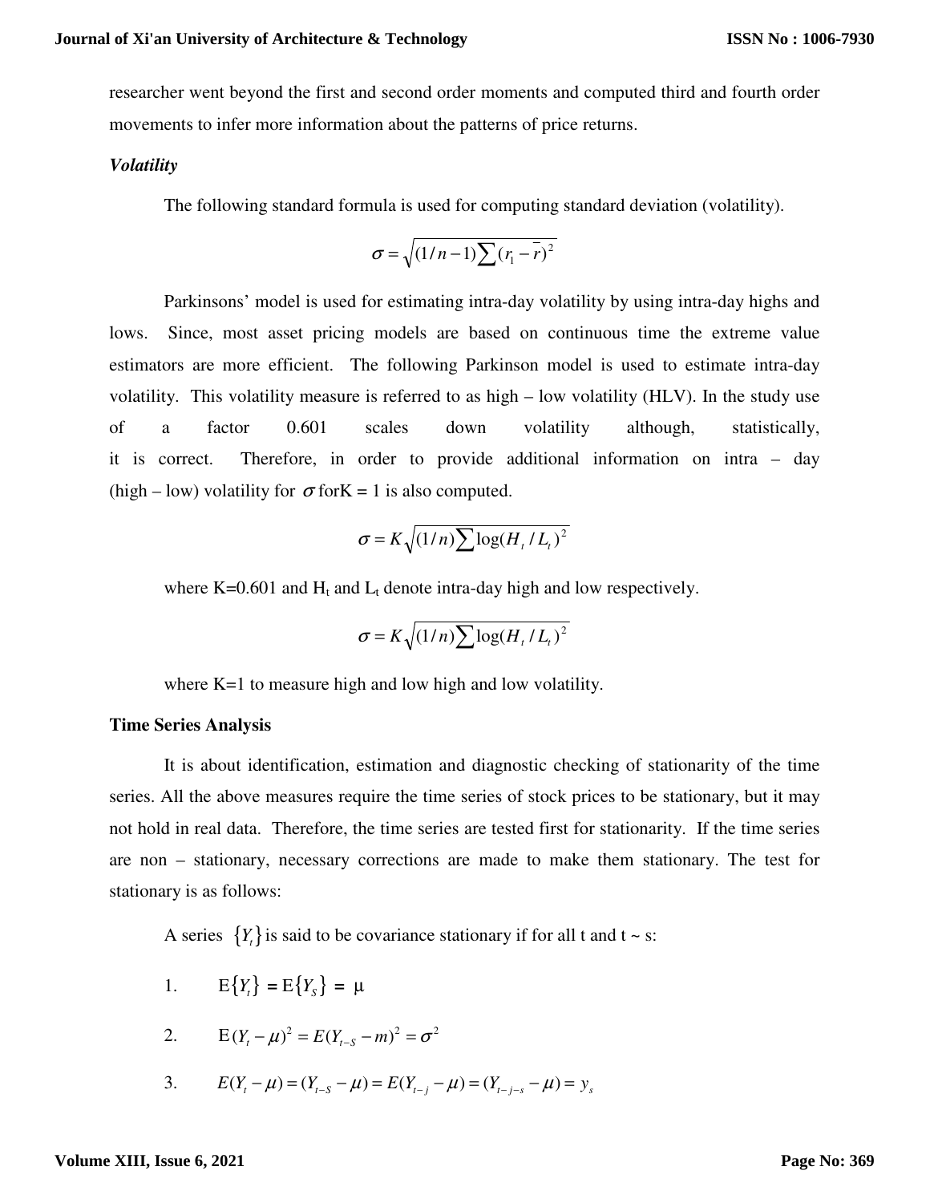researcher went beyond the first and second order moments and computed third and fourth order movements to infer more information about the patterns of price returns.

### *Volatility*

The following standard formula is used for computing standard deviation (volatility).

$$\sigma = \sqrt{(1/n-1)\sum (r_1 - \bar{r})^2}$$

Parkinsons' model is used for estimating intra-day volatility by using intra-day highs and lows. Since, most asset pricing models are based on continuous time the extreme value estimators are more efficient. The following Parkinson model is used to estimate intra-day volatility. This volatility measure is referred to as high – low volatility (HLV). In the study use of a factor 0.601 scales down volatility although, statistically, it is correct. Therefore, in order to provide additional information on intra – day (high – low) volatility for $\sigma$ forK = 1 is also computed.

$$\sigma = K\sqrt{(1/n)\sum \log(H_t / L_t)^2}$$

where K=0.601 and $H_t$ and $L_t$ denote intra-day high and low respectively.

$$\sigma = K\sqrt{(1/n)\sum \log(H_t / L_t)^2}$$

where K=1 to measure high and low high and low volatility.

### Time Series Analysis

It is about identification, estimation and diagnostic checking of stationarity of the time series. All the above measures require the time series of stock prices to be stationary, but it may not hold in real data. Therefore, the time series are tested first for stationarity. If the time series are non – stationary, necessary corrections are made to make them stationary. The test for stationary is as follows:

A series $\{Y_t\}$ is said to be covariance stationary if for all t and t ~ s:

1. $E\{Y_t\} = E\{Y_S\} = \mu$

2. $E(Y_t - \mu)^2 = E(Y_{t-S} - m)^2 = \sigma^2$

3. $E(Y_t - \mu) = (Y_{t-S} - \mu) = E(Y_{t-j} - \mu) = (Y_{t-j-s} - \mu) = y_s$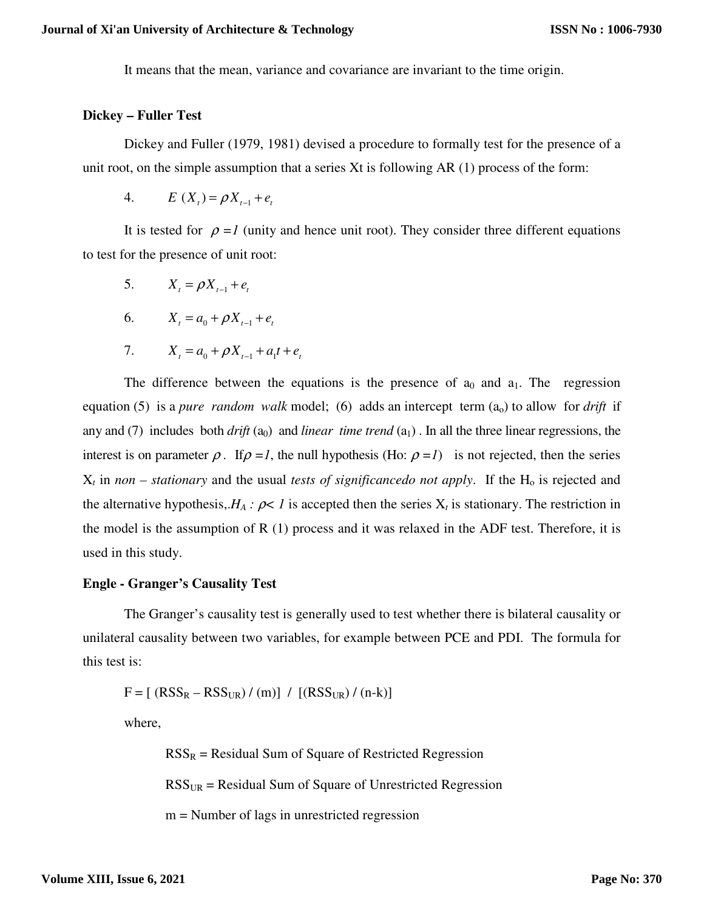It means that the mean, variance and covariance are invariant to the time origin.

**Dickey – Fuller Test**

Dickey and Fuller (1979, 1981) devised a procedure to formally test for the presence of a unit root, on the simple assumption that a series Xt is following AR (1) process of the form:

4. $E\ (X_t) = \rho X_{t-1} + e_t$

It is tested for $\rho = 1$ (unity and hence unit root). They consider three different equations to test for the presence of unit root:

5. $X_t = \rho X_{t-1} + e_t$

6. $X_t = a_0 + \rho X_{t-1} + e_t$

7. $X_t = a_0 + \rho X_{t-1} + a_1 t + e_t$

The difference between the equations is the presence of $a_0$ and $a_1$. The regression equation (5) is a *pure random walk* model; (6) adds an intercept term ($a_o$) to allow for *drift* if any and (7) includes both *drift* ($a_0$) and *linear time trend* ($a_1$) . In all the three linear regressions, the interest is on parameter $\rho$. If $\rho = 1$, the null hypothesis (Ho: $\rho = 1$) is not rejected, then the series $X_t$ in *non – stationary* and the usual *tests of significancedo not apply*. If the $H_o$ is rejected and the alternative hypothesis,.$H_A : \rho < 1$ is accepted then the series $X_t$ is stationary. The restriction in the model is the assumption of R (1) process and it was relaxed in the ADF test. Therefore, it is used in this study.

**Engle - Granger's Causality Test**

The Granger's causality test is generally used to test whether there is bilateral causality or unilateral causality between two variables, for example between PCE and PDI. The formula for this test is:

$$F = [\ (RSS_R - RSS_{UR}) / (m)]\ /\ [(RSS_{UR}) / (n-k)]$$

where,

$RSS_R$ = Residual Sum of Square of Restricted Regression

$RSS_{UR}$ = Residual Sum of Square of Unrestricted Regression

m = Number of lags in unrestricted regression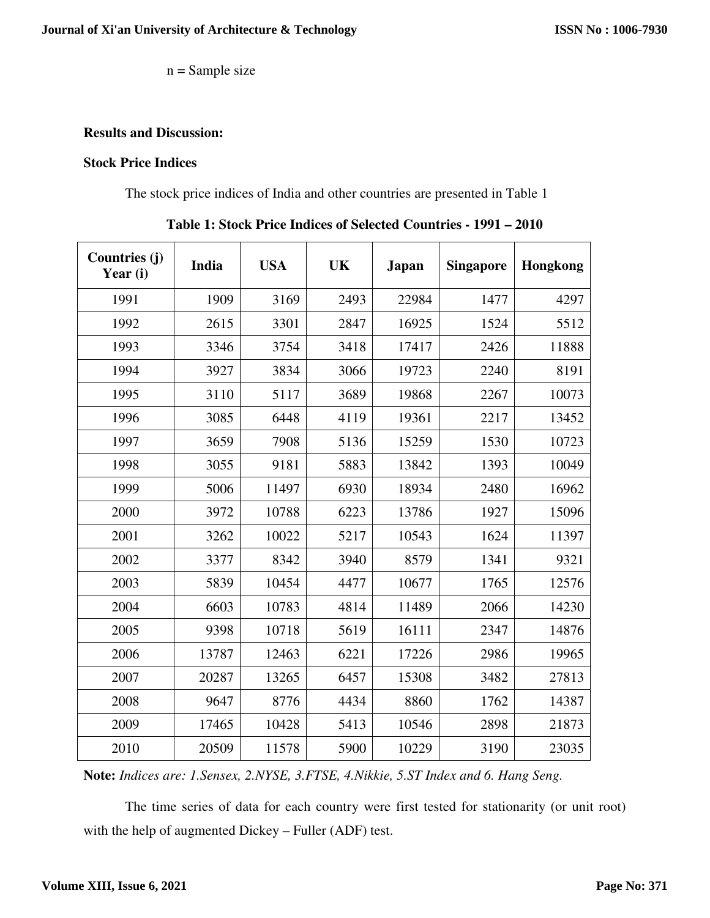n = Sample size

## Results and Discussion:

### Stock Price Indices

The stock price indices of India and other countries are presented in Table 1

**Table 1: Stock Price Indices of Selected Countries - 1991 – 2010**

| Countries (j) Year (i) | India | USA | UK | Japan | Singapore | Hongkong |
|---|---|---|---|---|---|---|
| 1991 | 1909 | 3169 | 2493 | 22984 | 1477 | 4297 |
| 1992 | 2615 | 3301 | 2847 | 16925 | 1524 | 5512 |
| 1993 | 3346 | 3754 | 3418 | 17417 | 2426 | 11888 |
| 1994 | 3927 | 3834 | 3066 | 19723 | 2240 | 8191 |
| 1995 | 3110 | 5117 | 3689 | 19868 | 2267 | 10073 |
| 1996 | 3085 | 6448 | 4119 | 19361 | 2217 | 13452 |
| 1997 | 3659 | 7908 | 5136 | 15259 | 1530 | 10723 |
| 1998 | 3055 | 9181 | 5883 | 13842 | 1393 | 10049 |
| 1999 | 5006 | 11497 | 6930 | 18934 | 2480 | 16962 |
| 2000 | 3972 | 10788 | 6223 | 13786 | 1927 | 15096 |
| 2001 | 3262 | 10022 | 5217 | 10543 | 1624 | 11397 |
| 2002 | 3377 | 8342 | 3940 | 8579 | 1341 | 9321 |
| 2003 | 5839 | 10454 | 4477 | 10677 | 1765 | 12576 |
| 2004 | 6603 | 10783 | 4814 | 11489 | 2066 | 14230 |
| 2005 | 9398 | 10718 | 5619 | 16111 | 2347 | 14876 |
| 2006 | 13787 | 12463 | 6221 | 17226 | 2986 | 19965 |
| 2007 | 20287 | 13265 | 6457 | 15308 | 3482 | 27813 |
| 2008 | 9647 | 8776 | 4434 | 8860 | 1762 | 14387 |
| 2009 | 17465 | 10428 | 5413 | 10546 | 2898 | 21873 |
| 2010 | 20509 | 11578 | 5900 | 10229 | 3190 | 23035 |

**Note:** *Indices are: 1.Sensex, 2.NYSE, 3.FTSE, 4.Nikkie, 5.ST Index and 6. Hang Seng.*

The time series of data for each country were first tested for stationarity (or unit root) with the help of augmented Dickey – Fuller (ADF) test.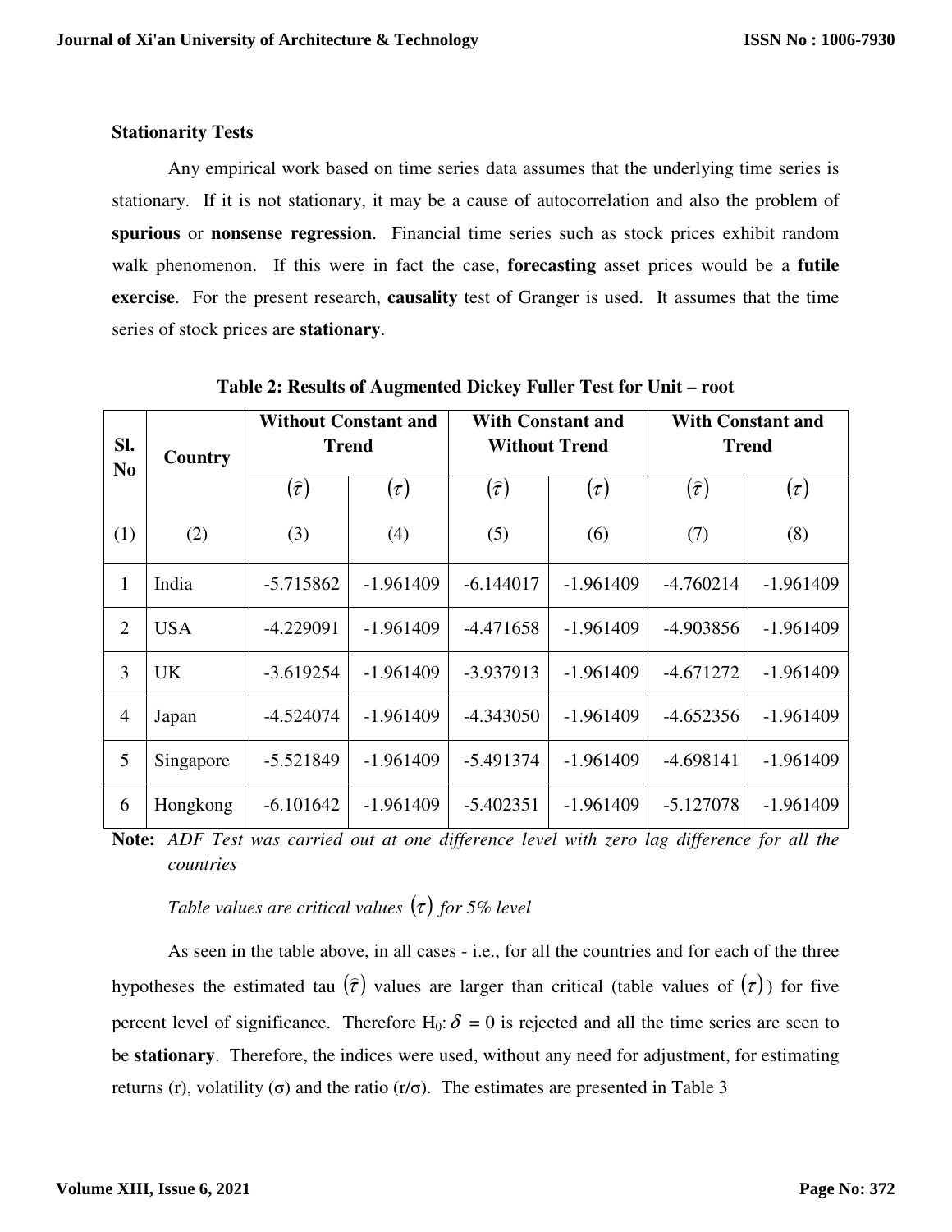## Stationarity Tests

Any empirical work based on time series data assumes that the underlying time series is stationary. If it is not stationary, it may be a cause of autocorrelation and also the problem of **spurious** or **nonsense regression**. Financial time series such as stock prices exhibit random walk phenomenon. If this were in fact the case, **forecasting** asset prices would be a **futile exercise**. For the present research, **causality** test of Granger is used. It assumes that the time series of stock prices are **stationary**.

**Table 2: Results of Augmented Dickey Fuller Test for Unit – root**

| Sl. No | Country | Without Constant and Trend | | With Constant and Without Trend | | With Constant and Trend | |
|---|---|---|---|---|---|---|---|
| | | $(\hat{\tau})$ | $(\tau)$ | $(\hat{\tau})$ | $(\tau)$ | $(\hat{\tau})$ | $(\tau)$ |
| (1) | (2) | (3) | (4) | (5) | (6) | (7) | (8) |
| 1 | India | -5.715862 | -1.961409 | -6.144017 | -1.961409 | -4.760214 | -1.961409 |
| 2 | USA | -4.229091 | -1.961409 | -4.471658 | -1.961409 | -4.903856 | -1.961409 |
| 3 | UK | -3.619254 | -1.961409 | -3.937913 | -1.961409 | -4.671272 | -1.961409 |
| 4 | Japan | -4.524074 | -1.961409 | -4.343050 | -1.961409 | -4.652356 | -1.961409 |
| 5 | Singapore | -5.521849 | -1.961409 | -5.491374 | -1.961409 | -4.698141 | -1.961409 |
| 6 | Hongkong | -6.101642 | -1.961409 | -5.402351 | -1.961409 | -5.127078 | -1.961409 |

**Note:** *ADF Test was carried out at one difference level with zero lag difference for all the countries*

*Table values are critical values $(\tau)$ for 5% level*

As seen in the table above, in all cases - i.e., for all the countries and for each of the three hypotheses the estimated tau $(\hat{\tau})$ values are larger than critical (table values of $(\tau)$) for five percent level of significance. Therefore $H_0: \delta = 0$ is rejected and all the time series are seen to be **stationary**. Therefore, the indices were used, without any need for adjustment, for estimating returns (r), volatility (σ) and the ratio (r/σ). The estimates are presented in Table 3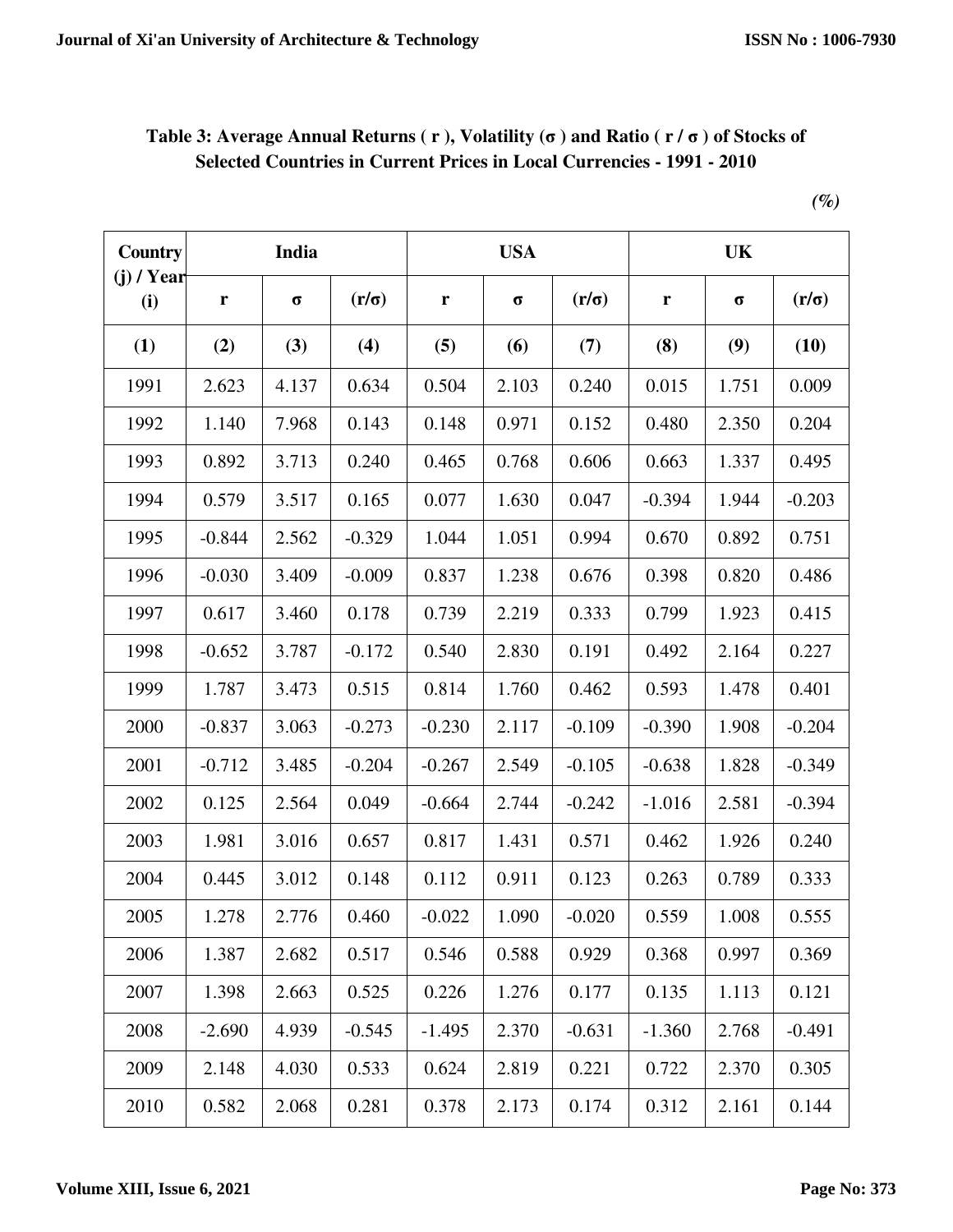**Table 3: Average Annual Returns ( r ), Volatility (σ ) and Ratio ( r / σ ) of Stocks of Selected Countries in Current Prices in Local Currencies - 1991 - 2010**

*(%)*

| Country (j) / Year (i) | India | | | USA | | | UK | | |
|---|---|---|---|---|---|---|---|---|---|
| | r | σ | (r/σ) | r | σ | (r/σ) | r | σ | (r/σ) |
| (1) | (2) | (3) | (4) | (5) | (6) | (7) | (8) | (9) | (10) |
| 1991 | 2.623 | 4.137 | 0.634 | 0.504 | 2.103 | 0.240 | 0.015 | 1.751 | 0.009 |
| 1992 | 1.140 | 7.968 | 0.143 | 0.148 | 0.971 | 0.152 | 0.480 | 2.350 | 0.204 |
| 1993 | 0.892 | 3.713 | 0.240 | 0.465 | 0.768 | 0.606 | 0.663 | 1.337 | 0.495 |
| 1994 | 0.579 | 3.517 | 0.165 | 0.077 | 1.630 | 0.047 | -0.394 | 1.944 | -0.203 |
| 1995 | -0.844 | 2.562 | -0.329 | 1.044 | 1.051 | 0.994 | 0.670 | 0.892 | 0.751 |
| 1996 | -0.030 | 3.409 | -0.009 | 0.837 | 1.238 | 0.676 | 0.398 | 0.820 | 0.486 |
| 1997 | 0.617 | 3.460 | 0.178 | 0.739 | 2.219 | 0.333 | 0.799 | 1.923 | 0.415 |
| 1998 | -0.652 | 3.787 | -0.172 | 0.540 | 2.830 | 0.191 | 0.492 | 2.164 | 0.227 |
| 1999 | 1.787 | 3.473 | 0.515 | 0.814 | 1.760 | 0.462 | 0.593 | 1.478 | 0.401 |
| 2000 | -0.837 | 3.063 | -0.273 | -0.230 | 2.117 | -0.109 | -0.390 | 1.908 | -0.204 |
| 2001 | -0.712 | 3.485 | -0.204 | -0.267 | 2.549 | -0.105 | -0.638 | 1.828 | -0.349 |
| 2002 | 0.125 | 2.564 | 0.049 | -0.664 | 2.744 | -0.242 | -1.016 | 2.581 | -0.394 |
| 2003 | 1.981 | 3.016 | 0.657 | 0.817 | 1.431 | 0.571 | 0.462 | 1.926 | 0.240 |
| 2004 | 0.445 | 3.012 | 0.148 | 0.112 | 0.911 | 0.123 | 0.263 | 0.789 | 0.333 |
| 2005 | 1.278 | 2.776 | 0.460 | -0.022 | 1.090 | -0.020 | 0.559 | 1.008 | 0.555 |
| 2006 | 1.387 | 2.682 | 0.517 | 0.546 | 0.588 | 0.929 | 0.368 | 0.997 | 0.369 |
| 2007 | 1.398 | 2.663 | 0.525 | 0.226 | 1.276 | 0.177 | 0.135 | 1.113 | 0.121 |
| 2008 | -2.690 | 4.939 | -0.545 | -1.495 | 2.370 | -0.631 | -1.360 | 2.768 | -0.491 |
| 2009 | 2.148 | 4.030 | 0.533 | 0.624 | 2.819 | 0.221 | 0.722 | 2.370 | 0.305 |
| 2010 | 0.582 | 2.068 | 0.281 | 0.378 | 2.173 | 0.174 | 0.312 | 2.161 | 0.144 |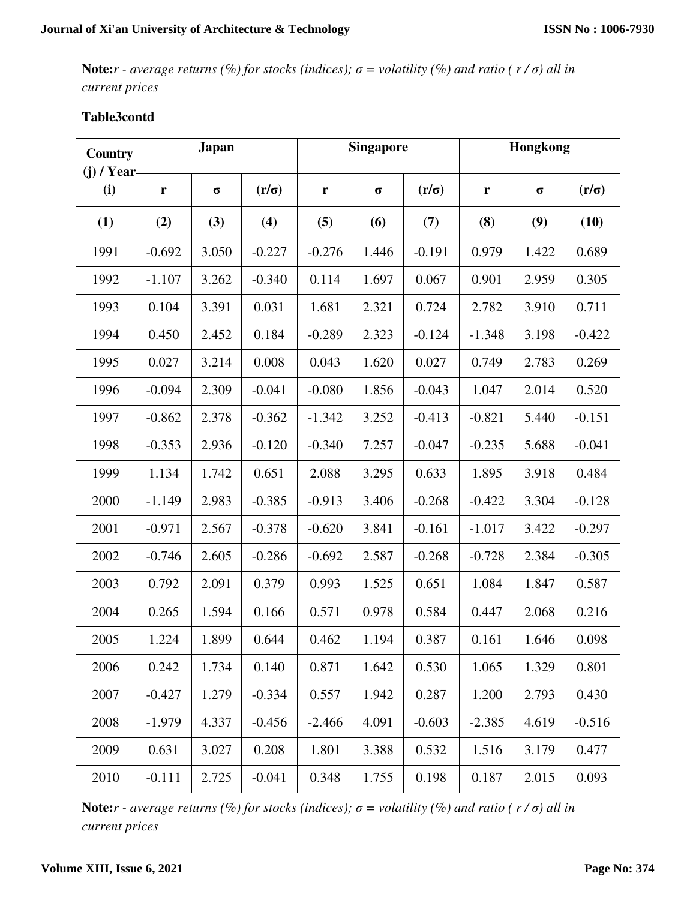**Note:** *r - average returns (%) for stocks (indices); σ = volatility (%) and ratio ( r / σ) all in current prices*

**Table3contd**

| Country (j) / Year (i) | Japan | | | Singapore | | | Hongkong | | |
|---|---|---|---|---|---|---|---|---|---|
| | **r** | **σ** | **(r/σ)** | **r** | **σ** | **(r/σ)** | **r** | **σ** | **(r/σ)** |
| **(1)** | **(2)** | **(3)** | **(4)** | **(5)** | **(6)** | **(7)** | **(8)** | **(9)** | **(10)** |
| 1991 | -0.692 | 3.050 | -0.227 | -0.276 | 1.446 | -0.191 | 0.979 | 1.422 | 0.689 |
| 1992 | -1.107 | 3.262 | -0.340 | 0.114 | 1.697 | 0.067 | 0.901 | 2.959 | 0.305 |
| 1993 | 0.104 | 3.391 | 0.031 | 1.681 | 2.321 | 0.724 | 2.782 | 3.910 | 0.711 |
| 1994 | 0.450 | 2.452 | 0.184 | -0.289 | 2.323 | -0.124 | -1.348 | 3.198 | -0.422 |
| 1995 | 0.027 | 3.214 | 0.008 | 0.043 | 1.620 | 0.027 | 0.749 | 2.783 | 0.269 |
| 1996 | -0.094 | 2.309 | -0.041 | -0.080 | 1.856 | -0.043 | 1.047 | 2.014 | 0.520 |
| 1997 | -0.862 | 2.378 | -0.362 | -1.342 | 3.252 | -0.413 | -0.821 | 5.440 | -0.151 |
| 1998 | -0.353 | 2.936 | -0.120 | -0.340 | 7.257 | -0.047 | -0.235 | 5.688 | -0.041 |
| 1999 | 1.134 | 1.742 | 0.651 | 2.088 | 3.295 | 0.633 | 1.895 | 3.918 | 0.484 |
| 2000 | -1.149 | 2.983 | -0.385 | -0.913 | 3.406 | -0.268 | -0.422 | 3.304 | -0.128 |
| 2001 | -0.971 | 2.567 | -0.378 | -0.620 | 3.841 | -0.161 | -1.017 | 3.422 | -0.297 |
| 2002 | -0.746 | 2.605 | -0.286 | -0.692 | 2.587 | -0.268 | -0.728 | 2.384 | -0.305 |
| 2003 | 0.792 | 2.091 | 0.379 | 0.993 | 1.525 | 0.651 | 1.084 | 1.847 | 0.587 |
| 2004 | 0.265 | 1.594 | 0.166 | 0.571 | 0.978 | 0.584 | 0.447 | 2.068 | 0.216 |
| 2005 | 1.224 | 1.899 | 0.644 | 0.462 | 1.194 | 0.387 | 0.161 | 1.646 | 0.098 |
| 2006 | 0.242 | 1.734 | 0.140 | 0.871 | 1.642 | 0.530 | 1.065 | 1.329 | 0.801 |
| 2007 | -0.427 | 1.279 | -0.334 | 0.557 | 1.942 | 0.287 | 1.200 | 2.793 | 0.430 |
| 2008 | -1.979 | 4.337 | -0.456 | -2.466 | 4.091 | -0.603 | -2.385 | 4.619 | -0.516 |
| 2009 | 0.631 | 3.027 | 0.208 | 1.801 | 3.388 | 0.532 | 1.516 | 3.179 | 0.477 |
| 2010 | -0.111 | 2.725 | -0.041 | 0.348 | 1.755 | 0.198 | 0.187 | 2.015 | 0.093 |

**Note:** *r - average returns (%) for stocks (indices); σ = volatility (%) and ratio ( r / σ) all in current prices*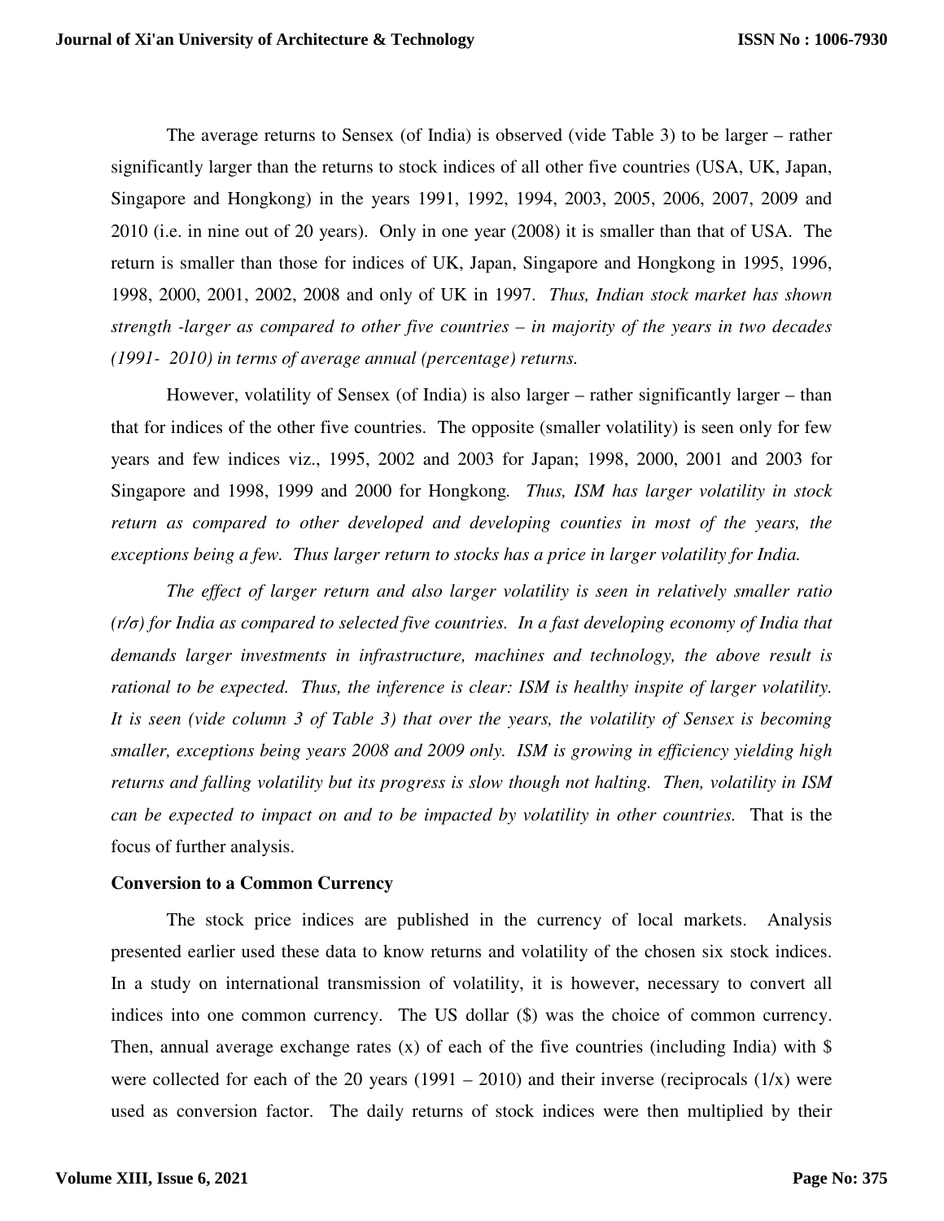The average returns to Sensex (of India) is observed (vide Table 3) to be larger – rather significantly larger than the returns to stock indices of all other five countries (USA, UK, Japan, Singapore and Hongkong) in the years 1991, 1992, 1994, 2003, 2005, 2006, 2007, 2009 and 2010 (i.e. in nine out of 20 years). Only in one year (2008) it is smaller than that of USA. The return is smaller than those for indices of UK, Japan, Singapore and Hongkong in 1995, 1996, 1998, 2000, 2001, 2002, 2008 and only of UK in 1997. *Thus, Indian stock market has shown strength -larger as compared to other five countries – in majority of the years in two decades (1991- 2010) in terms of average annual (percentage) returns.*

However, volatility of Sensex (of India) is also larger – rather significantly larger – than that for indices of the other five countries. The opposite (smaller volatility) is seen only for few years and few indices viz., 1995, 2002 and 2003 for Japan; 1998, 2000, 2001 and 2003 for Singapore and 1998, 1999 and 2000 for Hongkong. *Thus, ISM has larger volatility in stock return as compared to other developed and developing counties in most of the years, the exceptions being a few. Thus larger return to stocks has a price in larger volatility for India.*

*The effect of larger return and also larger volatility is seen in relatively smaller ratio (r/σ) for India as compared to selected five countries. In a fast developing economy of India that demands larger investments in infrastructure, machines and technology, the above result is rational to be expected. Thus, the inference is clear: ISM is healthy inspite of larger volatility. It is seen (vide column 3 of Table 3) that over the years, the volatility of Sensex is becoming smaller, exceptions being years 2008 and 2009 only. ISM is growing in efficiency yielding high returns and falling volatility but its progress is slow though not halting. Then, volatility in ISM can be expected to impact on and to be impacted by volatility in other countries.* That is the focus of further analysis.

**Conversion to a Common Currency**

The stock price indices are published in the currency of local markets. Analysis presented earlier used these data to know returns and volatility of the chosen six stock indices. In a study on international transmission of volatility, it is however, necessary to convert all indices into one common currency. The US dollar ($) was the choice of common currency. Then, annual average exchange rates (x) of each of the five countries (including India) with $ were collected for each of the 20 years (1991 – 2010) and their inverse (reciprocals (1/x) were used as conversion factor. The daily returns of stock indices were then multiplied by their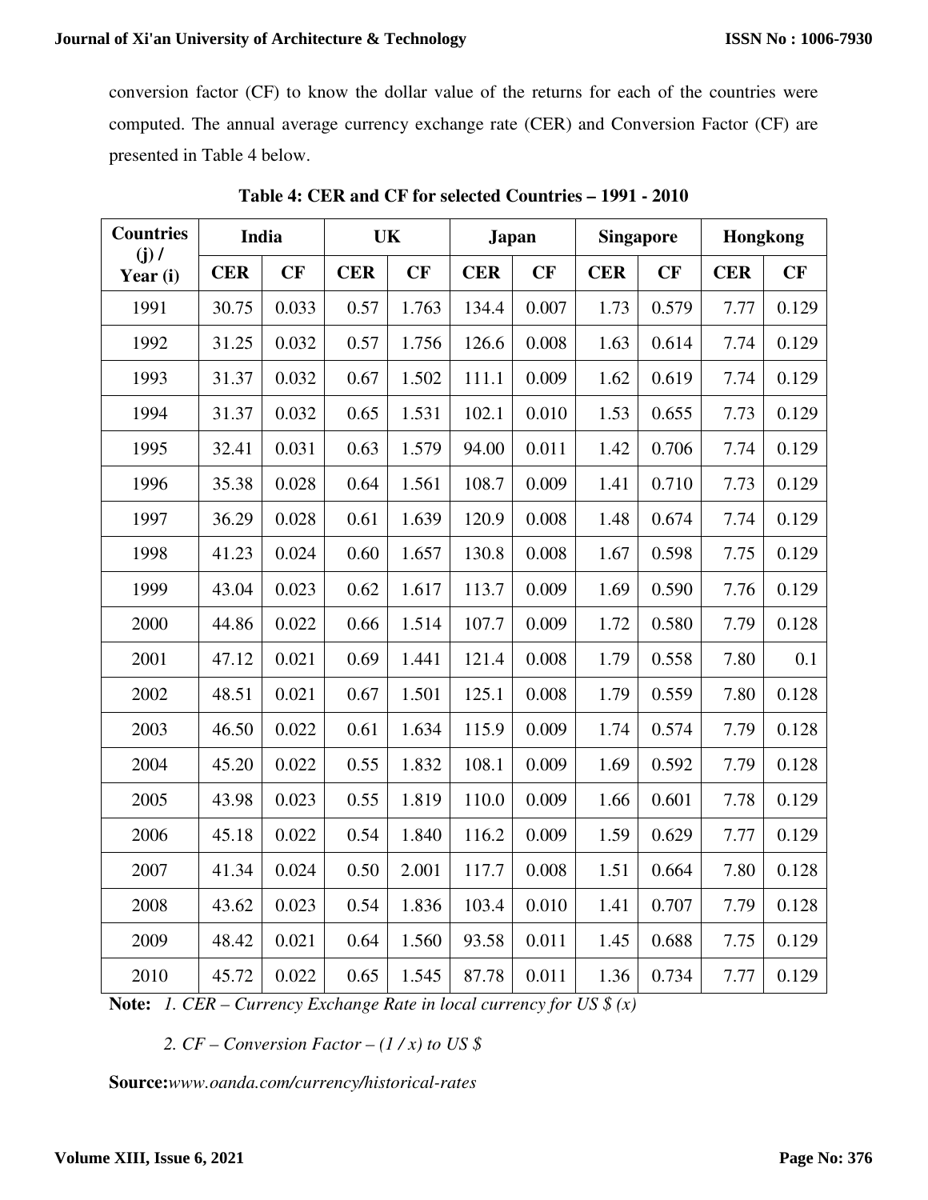conversion factor (CF) to know the dollar value of the returns for each of the countries were computed. The annual average currency exchange rate (CER) and Conversion Factor (CF) are presented in Table 4 below.

**Table 4: CER and CF for selected Countries – 1991 - 2010**

| Countries (j) / Year (i) | India | | UK | | Japan | | Singapore | | Hongkong | |
|---|---|---|---|---|---|---|---|---|---|---|
| | **CER** | **CF** | **CER** | **CF** | **CER** | **CF** | **CER** | **CF** | **CER** | **CF** |
| 1991 | 30.75 | 0.033 | 0.57 | 1.763 | 134.4 | 0.007 | 1.73 | 0.579 | 7.77 | 0.129 |
| 1992 | 31.25 | 0.032 | 0.57 | 1.756 | 126.6 | 0.008 | 1.63 | 0.614 | 7.74 | 0.129 |
| 1993 | 31.37 | 0.032 | 0.67 | 1.502 | 111.1 | 0.009 | 1.62 | 0.619 | 7.74 | 0.129 |
| 1994 | 31.37 | 0.032 | 0.65 | 1.531 | 102.1 | 0.010 | 1.53 | 0.655 | 7.73 | 0.129 |
| 1995 | 32.41 | 0.031 | 0.63 | 1.579 | 94.00 | 0.011 | 1.42 | 0.706 | 7.74 | 0.129 |
| 1996 | 35.38 | 0.028 | 0.64 | 1.561 | 108.7 | 0.009 | 1.41 | 0.710 | 7.73 | 0.129 |
| 1997 | 36.29 | 0.028 | 0.61 | 1.639 | 120.9 | 0.008 | 1.48 | 0.674 | 7.74 | 0.129 |
| 1998 | 41.23 | 0.024 | 0.60 | 1.657 | 130.8 | 0.008 | 1.67 | 0.598 | 7.75 | 0.129 |
| 1999 | 43.04 | 0.023 | 0.62 | 1.617 | 113.7 | 0.009 | 1.69 | 0.590 | 7.76 | 0.129 |
| 2000 | 44.86 | 0.022 | 0.66 | 1.514 | 107.7 | 0.009 | 1.72 | 0.580 | 7.79 | 0.128 |
| 2001 | 47.12 | 0.021 | 0.69 | 1.441 | 121.4 | 0.008 | 1.79 | 0.558 | 7.80 | 0.1 |
| 2002 | 48.51 | 0.021 | 0.67 | 1.501 | 125.1 | 0.008 | 1.79 | 0.559 | 7.80 | 0.128 |
| 2003 | 46.50 | 0.022 | 0.61 | 1.634 | 115.9 | 0.009 | 1.74 | 0.574 | 7.79 | 0.128 |
| 2004 | 45.20 | 0.022 | 0.55 | 1.832 | 108.1 | 0.009 | 1.69 | 0.592 | 7.79 | 0.128 |
| 2005 | 43.98 | 0.023 | 0.55 | 1.819 | 110.0 | 0.009 | 1.66 | 0.601 | 7.78 | 0.129 |
| 2006 | 45.18 | 0.022 | 0.54 | 1.840 | 116.2 | 0.009 | 1.59 | 0.629 | 7.77 | 0.129 |
| 2007 | 41.34 | 0.024 | 0.50 | 2.001 | 117.7 | 0.008 | 1.51 | 0.664 | 7.80 | 0.128 |
| 2008 | 43.62 | 0.023 | 0.54 | 1.836 | 103.4 | 0.010 | 1.41 | 0.707 | 7.79 | 0.128 |
| 2009 | 48.42 | 0.021 | 0.64 | 1.560 | 93.58 | 0.011 | 1.45 | 0.688 | 7.75 | 0.129 |
| 2010 | 45.72 | 0.022 | 0.65 | 1.545 | 87.78 | 0.011 | 1.36 | 0.734 | 7.77 | 0.129 |

**Note:** *1. CER – Currency Exchange Rate in local currency for US $ (x)*

*2. CF – Conversion Factor – (1 / x) to US $*

**Source:** *www.oanda.com/currency/historical-rates*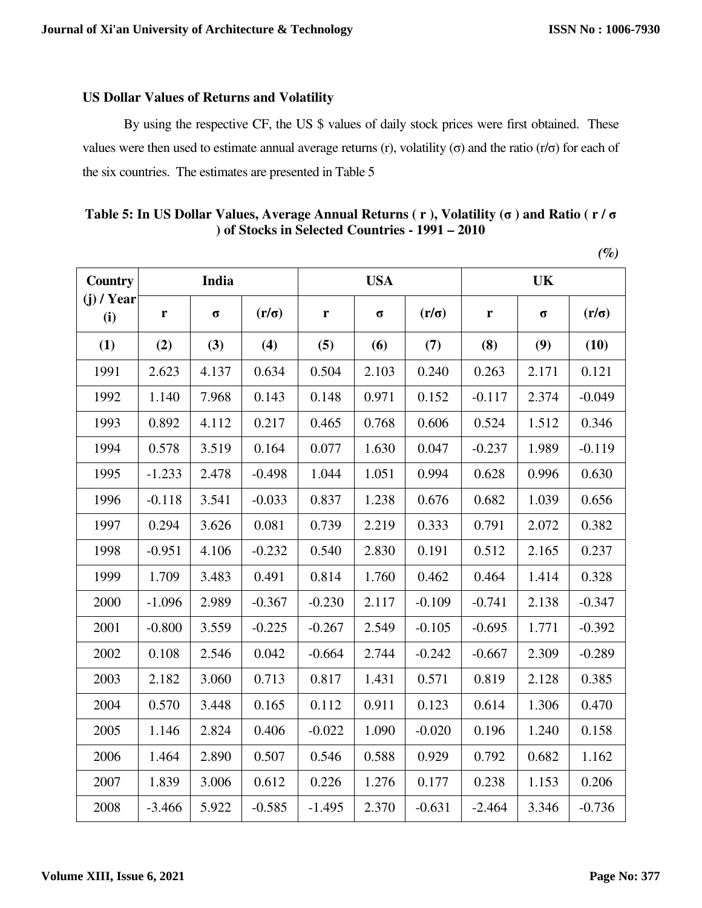### US Dollar Values of Returns and Volatility

By using the respective CF, the US $ values of daily stock prices were first obtained. These values were then used to estimate annual average returns (r), volatility (σ) and the ratio (r/σ) for each of the six countries. The estimates are presented in Table 5

**Table 5: In US Dollar Values, Average Annual Returns ( r ), Volatility (σ ) and Ratio ( r / σ ) of Stocks in Selected Countries - 1991 – 2010**

*(%)*

| Country (j) / Year (i) | India | | | USA | | | UK | | |
|---|---|---|---|---|---|---|---|---|---|
| | r | σ | (r/σ) | r | σ | (r/σ) | r | σ | (r/σ) |
| (1) | (2) | (3) | (4) | (5) | (6) | (7) | (8) | (9) | (10) |
| 1991 | 2.623 | 4.137 | 0.634 | 0.504 | 2.103 | 0.240 | 0.263 | 2.171 | 0.121 |
| 1992 | 1.140 | 7.968 | 0.143 | 0.148 | 0.971 | 0.152 | -0.117 | 2.374 | -0.049 |
| 1993 | 0.892 | 4.112 | 0.217 | 0.465 | 0.768 | 0.606 | 0.524 | 1.512 | 0.346 |
| 1994 | 0.578 | 3.519 | 0.164 | 0.077 | 1.630 | 0.047 | -0.237 | 1.989 | -0.119 |
| 1995 | -1.233 | 2.478 | -0.498 | 1.044 | 1.051 | 0.994 | 0.628 | 0.996 | 0.630 |
| 1996 | -0.118 | 3.541 | -0.033 | 0.837 | 1.238 | 0.676 | 0.682 | 1.039 | 0.656 |
| 1997 | 0.294 | 3.626 | 0.081 | 0.739 | 2.219 | 0.333 | 0.791 | 2.072 | 0.382 |
| 1998 | -0.951 | 4.106 | -0.232 | 0.540 | 2.830 | 0.191 | 0.512 | 2.165 | 0.237 |
| 1999 | 1.709 | 3.483 | 0.491 | 0.814 | 1.760 | 0.462 | 0.464 | 1.414 | 0.328 |
| 2000 | -1.096 | 2.989 | -0.367 | -0.230 | 2.117 | -0.109 | -0.741 | 2.138 | -0.347 |
| 2001 | -0.800 | 3.559 | -0.225 | -0.267 | 2.549 | -0.105 | -0.695 | 1.771 | -0.392 |
| 2002 | 0.108 | 2.546 | 0.042 | -0.664 | 2.744 | -0.242 | -0.667 | 2.309 | -0.289 |
| 2003 | 2.182 | 3.060 | 0.713 | 0.817 | 1.431 | 0.571 | 0.819 | 2.128 | 0.385 |
| 2004 | 0.570 | 3.448 | 0.165 | 0.112 | 0.911 | 0.123 | 0.614 | 1.306 | 0.470 |
| 2005 | 1.146 | 2.824 | 0.406 | -0.022 | 1.090 | -0.020 | 0.196 | 1.240 | 0.158 |
| 2006 | 1.464 | 2.890 | 0.507 | 0.546 | 0.588 | 0.929 | 0.792 | 0.682 | 1.162 |
| 2007 | 1.839 | 3.006 | 0.612 | 0.226 | 1.276 | 0.177 | 0.238 | 1.153 | 0.206 |
| 2008 | -3.466 | 5.922 | -0.585 | -1.495 | 2.370 | -0.631 | -2.464 | 3.346 | -0.736 |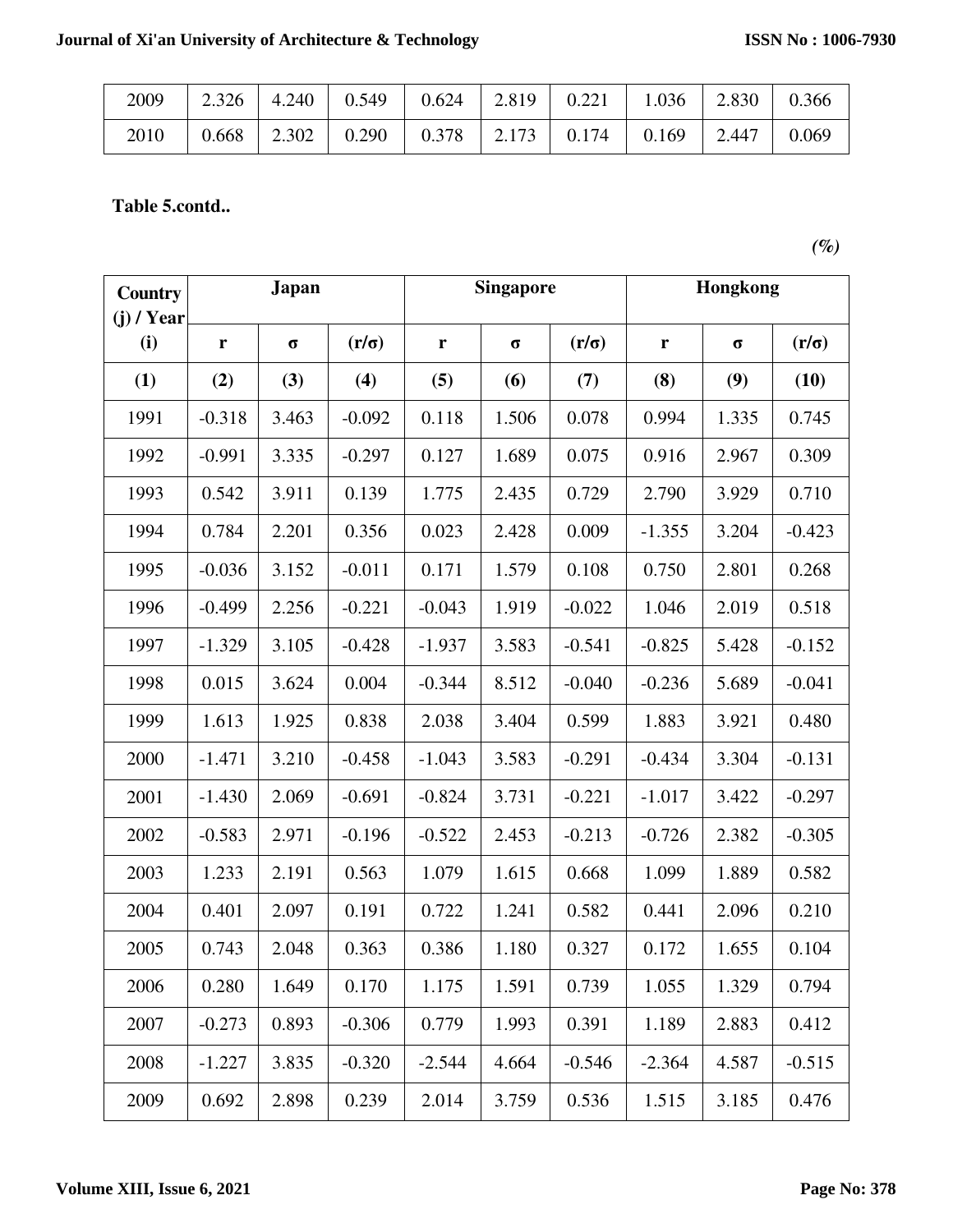| 2009 | 2.326 | 4.240 | 0.549 | 0.624 | 2.819 | 0.221 | 1.036 | 2.830 | 0.366 |
|---|---|---|---|---|---|---|---|---|---|
| 2010 | 0.668 | 2.302 | 0.290 | 0.378 | 2.173 | 0.174 | 0.169 | 2.447 | 0.069 |

**Table 5.contd..**

*(%)*

| Country (j) / Year (i) | Japan | | | Singapore | | | Hongkong | | |
|---|---|---|---|---|---|---|---|---|---|
| | r | σ | (r/σ) | r | σ | (r/σ) | r | σ | (r/σ) |
| (1) | (2) | (3) | (4) | (5) | (6) | (7) | (8) | (9) | (10) |
| 1991 | -0.318 | 3.463 | -0.092 | 0.118 | 1.506 | 0.078 | 0.994 | 1.335 | 0.745 |
| 1992 | -0.991 | 3.335 | -0.297 | 0.127 | 1.689 | 0.075 | 0.916 | 2.967 | 0.309 |
| 1993 | 0.542 | 3.911 | 0.139 | 1.775 | 2.435 | 0.729 | 2.790 | 3.929 | 0.710 |
| 1994 | 0.784 | 2.201 | 0.356 | 0.023 | 2.428 | 0.009 | -1.355 | 3.204 | -0.423 |
| 1995 | -0.036 | 3.152 | -0.011 | 0.171 | 1.579 | 0.108 | 0.750 | 2.801 | 0.268 |
| 1996 | -0.499 | 2.256 | -0.221 | -0.043 | 1.919 | -0.022 | 1.046 | 2.019 | 0.518 |
| 1997 | -1.329 | 3.105 | -0.428 | -1.937 | 3.583 | -0.541 | -0.825 | 5.428 | -0.152 |
| 1998 | 0.015 | 3.624 | 0.004 | -0.344 | 8.512 | -0.040 | -0.236 | 5.689 | -0.041 |
| 1999 | 1.613 | 1.925 | 0.838 | 2.038 | 3.404 | 0.599 | 1.883 | 3.921 | 0.480 |
| 2000 | -1.471 | 3.210 | -0.458 | -1.043 | 3.583 | -0.291 | -0.434 | 3.304 | -0.131 |
| 2001 | -1.430 | 2.069 | -0.691 | -0.824 | 3.731 | -0.221 | -1.017 | 3.422 | -0.297 |
| 2002 | -0.583 | 2.971 | -0.196 | -0.522 | 2.453 | -0.213 | -0.726 | 2.382 | -0.305 |
| 2003 | 1.233 | 2.191 | 0.563 | 1.079 | 1.615 | 0.668 | 1.099 | 1.889 | 0.582 |
| 2004 | 0.401 | 2.097 | 0.191 | 0.722 | 1.241 | 0.582 | 0.441 | 2.096 | 0.210 |
| 2005 | 0.743 | 2.048 | 0.363 | 0.386 | 1.180 | 0.327 | 0.172 | 1.655 | 0.104 |
| 2006 | 0.280 | 1.649 | 0.170 | 1.175 | 1.591 | 0.739 | 1.055 | 1.329 | 0.794 |
| 2007 | -0.273 | 0.893 | -0.306 | 0.779 | 1.993 | 0.391 | 1.189 | 2.883 | 0.412 |
| 2008 | -1.227 | 3.835 | -0.320 | -2.544 | 4.664 | -0.546 | -2.364 | 4.587 | -0.515 |
| 2009 | 0.692 | 2.898 | 0.239 | 2.014 | 3.759 | 0.536 | 1.515 | 3.185 | 0.476 |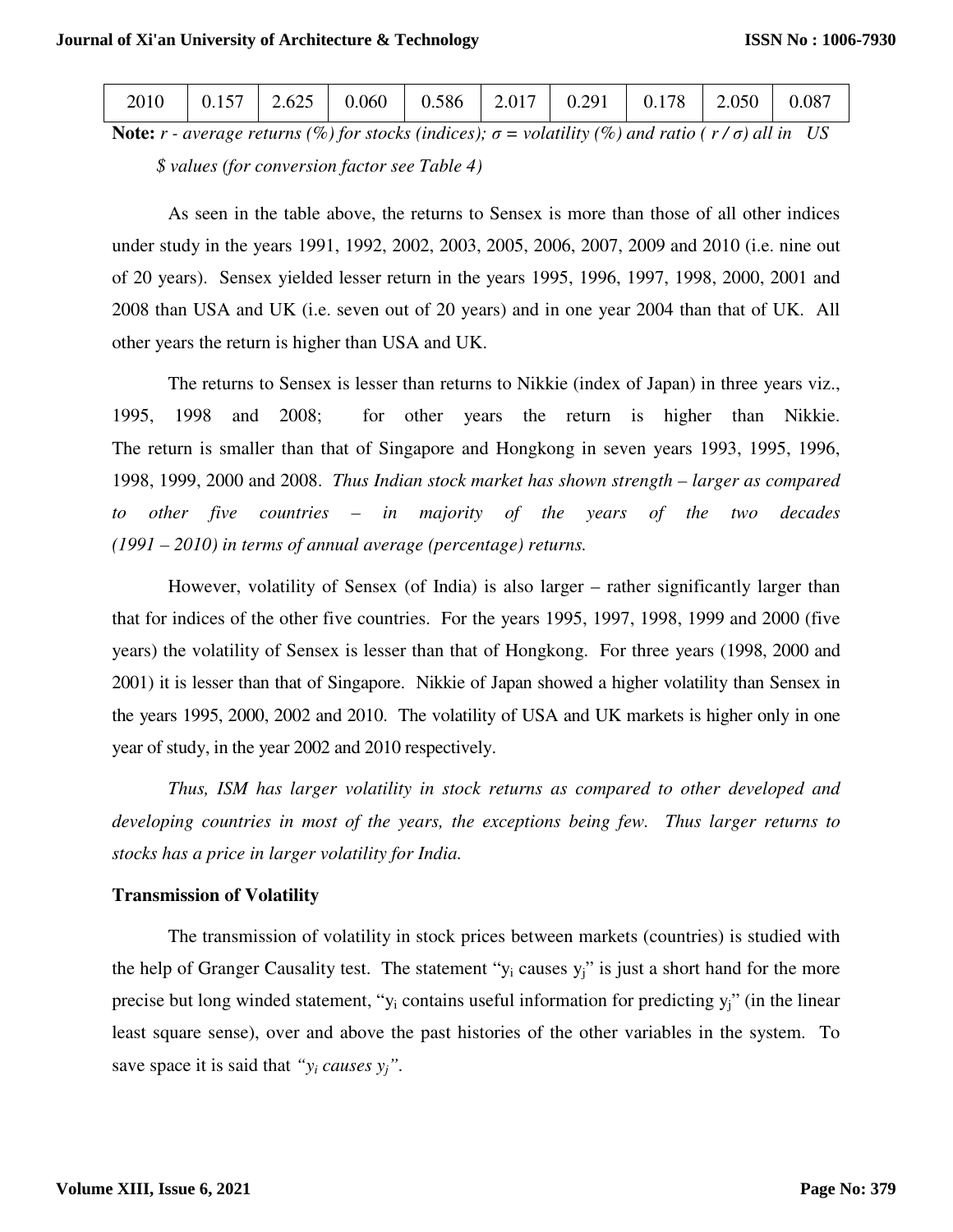| 2010 | 0.157 | 2.625 | 0.060 | 0.586 | 2.017 | 0.291 | 0.178 | 2.050 | 0.087 |
|---|---|---|---|---|---|---|---|---|---|

**Note:** *r - average returns (%) for stocks (indices); σ = volatility (%) and ratio ( r / σ) all in US $ values (for conversion factor see Table 4)*

As seen in the table above, the returns to Sensex is more than those of all other indices under study in the years 1991, 1992, 2002, 2003, 2005, 2006, 2007, 2009 and 2010 (i.e. nine out of 20 years). Sensex yielded lesser return in the years 1995, 1996, 1997, 1998, 2000, 2001 and 2008 than USA and UK (i.e. seven out of 20 years) and in one year 2004 than that of UK. All other years the return is higher than USA and UK.

The returns to Sensex is lesser than returns to Nikkie (index of Japan) in three years viz., 1995, 1998 and 2008; for other years the return is higher than Nikkie. The return is smaller than that of Singapore and Hongkong in seven years 1993, 1995, 1996, 1998, 1999, 2000 and 2008. *Thus Indian stock market has shown strength – larger as compared to other five countries – in majority of the years of the two decades (1991 – 2010) in terms of annual average (percentage) returns.*

However, volatility of Sensex (of India) is also larger – rather significantly larger than that for indices of the other five countries. For the years 1995, 1997, 1998, 1999 and 2000 (five years) the volatility of Sensex is lesser than that of Hongkong. For three years (1998, 2000 and 2001) it is lesser than that of Singapore. Nikkie of Japan showed a higher volatility than Sensex in the years 1995, 2000, 2002 and 2010. The volatility of USA and UK markets is higher only in one year of study, in the year 2002 and 2010 respectively.

*Thus, ISM has larger volatility in stock returns as compared to other developed and developing countries in most of the years, the exceptions being few. Thus larger returns to stocks has a price in larger volatility for India.*

**Transmission of Volatility**

The transmission of volatility in stock prices between markets (countries) is studied with the help of Granger Causality test. The statement "$y_i$ causes $y_j$" is just a short hand for the more precise but long winded statement, "$y_i$ contains useful information for predicting $y_j$" (in the linear least square sense), over and above the past histories of the other variables in the system. To save space it is said that *"$y_i$ causes $y_j$"*.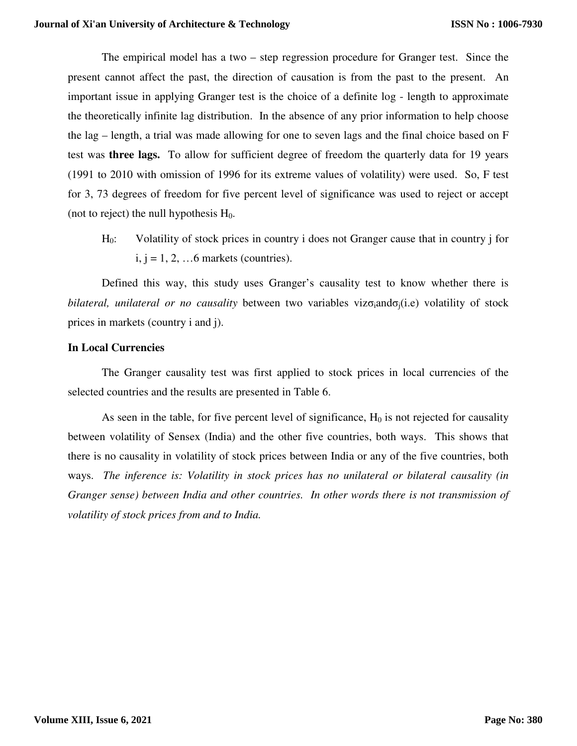The empirical model has a two – step regression procedure for Granger test. Since the present cannot affect the past, the direction of causation is from the past to the present. An important issue in applying Granger test is the choice of a definite log - length to approximate the theoretically infinite lag distribution. In the absence of any prior information to help choose the lag – length, a trial was made allowing for one to seven lags and the final choice based on F test was **three lags.** To allow for sufficient degree of freedom the quarterly data for 19 years (1991 to 2010 with omission of 1996 for its extreme values of volatility) were used. So, F test for 3, 73 degrees of freedom for five percent level of significance was used to reject or accept (not to reject) the null hypothesis $H_0$.

$H_0$: Volatility of stock prices in country i does not Granger cause that in country j for i, j = 1, 2, …6 markets (countries).

Defined this way, this study uses Granger's causality test to know whether there is *bilateral, unilateral or no causality* between two variables viz$\sigma_i$and$\sigma_j$(i.e) volatility of stock prices in markets (country i and j).

### In Local Currencies

The Granger causality test was first applied to stock prices in local currencies of the selected countries and the results are presented in Table 6.

As seen in the table, for five percent level of significance, $H_0$ is not rejected for causality between volatility of Sensex (India) and the other five countries, both ways. This shows that there is no causality in volatility of stock prices between India or any of the five countries, both ways. *The inference is: Volatility in stock prices has no unilateral or bilateral causality (in Granger sense) between India and other countries. In other words there is not transmission of volatility of stock prices from and to India.*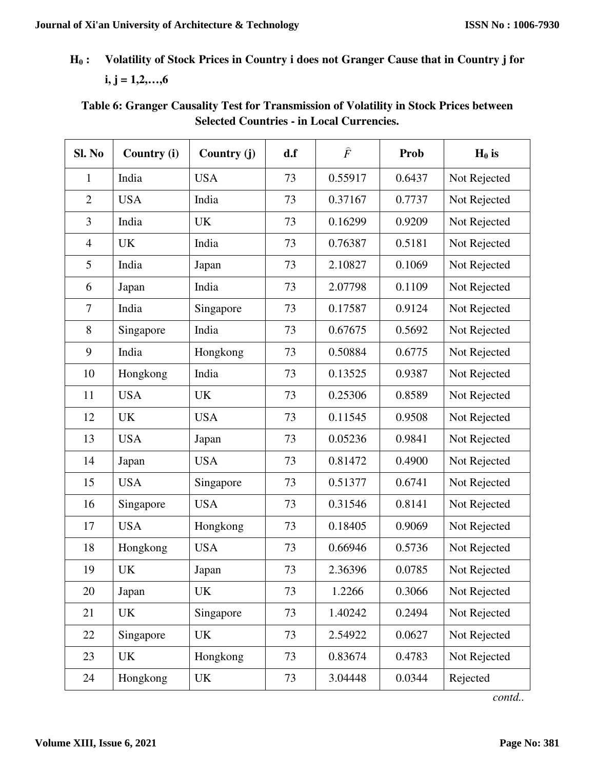**$H_0$ : Volatility of Stock Prices in Country i does not Granger Cause that in Country j for i, j = 1,2,…,6**

**Table 6: Granger Causality Test for Transmission of Volatility in Stock Prices between Selected Countries - in Local Currencies.**

| Sl. No | Country (i) | Country (j) | d.f | $\widehat{F}$ | Prob | $H_0$ is |
|---|---|---|---|---|---|---|
| 1 | India | USA | 73 | 0.55917 | 0.6437 | Not Rejected |
| 2 | USA | India | 73 | 0.37167 | 0.7737 | Not Rejected |
| 3 | India | UK | 73 | 0.16299 | 0.9209 | Not Rejected |
| 4 | UK | India | 73 | 0.76387 | 0.5181 | Not Rejected |
| 5 | India | Japan | 73 | 2.10827 | 0.1069 | Not Rejected |
| 6 | Japan | India | 73 | 2.07798 | 0.1109 | Not Rejected |
| 7 | India | Singapore | 73 | 0.17587 | 0.9124 | Not Rejected |
| 8 | Singapore | India | 73 | 0.67675 | 0.5692 | Not Rejected |
| 9 | India | Hongkong | 73 | 0.50884 | 0.6775 | Not Rejected |
| 10 | Hongkong | India | 73 | 0.13525 | 0.9387 | Not Rejected |
| 11 | USA | UK | 73 | 0.25306 | 0.8589 | Not Rejected |
| 12 | UK | USA | 73 | 0.11545 | 0.9508 | Not Rejected |
| 13 | USA | Japan | 73 | 0.05236 | 0.9841 | Not Rejected |
| 14 | Japan | USA | 73 | 0.81472 | 0.4900 | Not Rejected |
| 15 | USA | Singapore | 73 | 0.51377 | 0.6741 | Not Rejected |
| 16 | Singapore | USA | 73 | 0.31546 | 0.8141 | Not Rejected |
| 17 | USA | Hongkong | 73 | 0.18405 | 0.9069 | Not Rejected |
| 18 | Hongkong | USA | 73 | 0.66946 | 0.5736 | Not Rejected |
| 19 | UK | Japan | 73 | 2.36396 | 0.0785 | Not Rejected |
| 20 | Japan | UK | 73 | 1.2266 | 0.3066 | Not Rejected |
| 21 | UK | Singapore | 73 | 1.40242 | 0.2494 | Not Rejected |
| 22 | Singapore | UK | 73 | 2.54922 | 0.0627 | Not Rejected |
| 23 | UK | Hongkong | 73 | 0.83674 | 0.4783 | Not Rejected |
| 24 | Hongkong | UK | 73 | 3.04448 | 0.0344 | Rejected |

*contd..*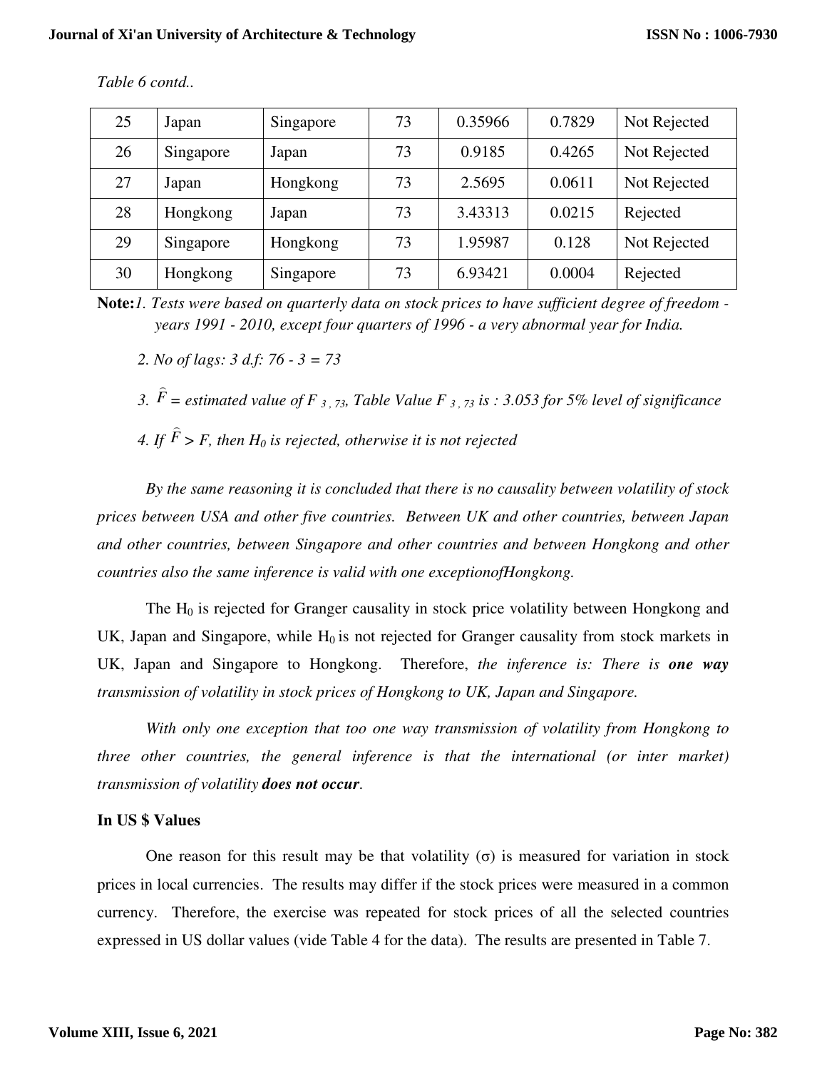*Table 6 contd..*

| | | | | | | |
|---|---|---|---|---|---|---|
| 25 | Japan | Singapore | 73 | 0.35966 | 0.7829 | Not Rejected |
| 26 | Singapore | Japan | 73 | 0.9185 | 0.4265 | Not Rejected |
| 27 | Japan | Hongkong | 73 | 2.5695 | 0.0611 | Not Rejected |
| 28 | Hongkong | Japan | 73 | 3.43313 | 0.0215 | Rejected |
| 29 | Singapore | Hongkong | 73 | 1.95987 | 0.128 | Not Rejected |
| 30 | Hongkong | Singapore | 73 | 6.93421 | 0.0004 | Rejected |

**Note:** *1. Tests were based on quarterly data on stock prices to have sufficient degree of freedom - years 1991 - 2010, except four quarters of 1996 - a very abnormal year for India.*

*2. No of lags: 3 d.f: 76 - 3 = 73*

*3.* $\widehat{F}$ *= estimated value of* $F_{3,73}$*, Table Value* $F_{3,73}$ *is : 3.053 for 5% level of significance*

*4. If* $\widehat{F} > F$*, then* $H_0$ *is rejected, otherwise it is not rejected*

*By the same reasoning it is concluded that there is no causality between volatility of stock prices between USA and other five countries. Between UK and other countries, between Japan and other countries, between Singapore and other countries and between Hongkong and other countries also the same inference is valid with one exceptionofHongkong.*

The $H_0$ is rejected for Granger causality in stock price volatility between Hongkong and UK, Japan and Singapore, while $H_0$ is not rejected for Granger causality from stock markets in UK, Japan and Singapore to Hongkong. Therefore, *the inference is: There is **one way** transmission of volatility in stock prices of Hongkong to UK, Japan and Singapore.*

*With only one exception that too one way transmission of volatility from Hongkong to three other countries, the general inference is that the international (or inter market) transmission of volatility **does not occur**.*

### In US $ Values

One reason for this result may be that volatility ($\sigma$) is measured for variation in stock prices in local currencies. The results may differ if the stock prices were measured in a common currency. Therefore, the exercise was repeated for stock prices of all the selected countries expressed in US dollar values (vide Table 4 for the data). The results are presented in Table 7.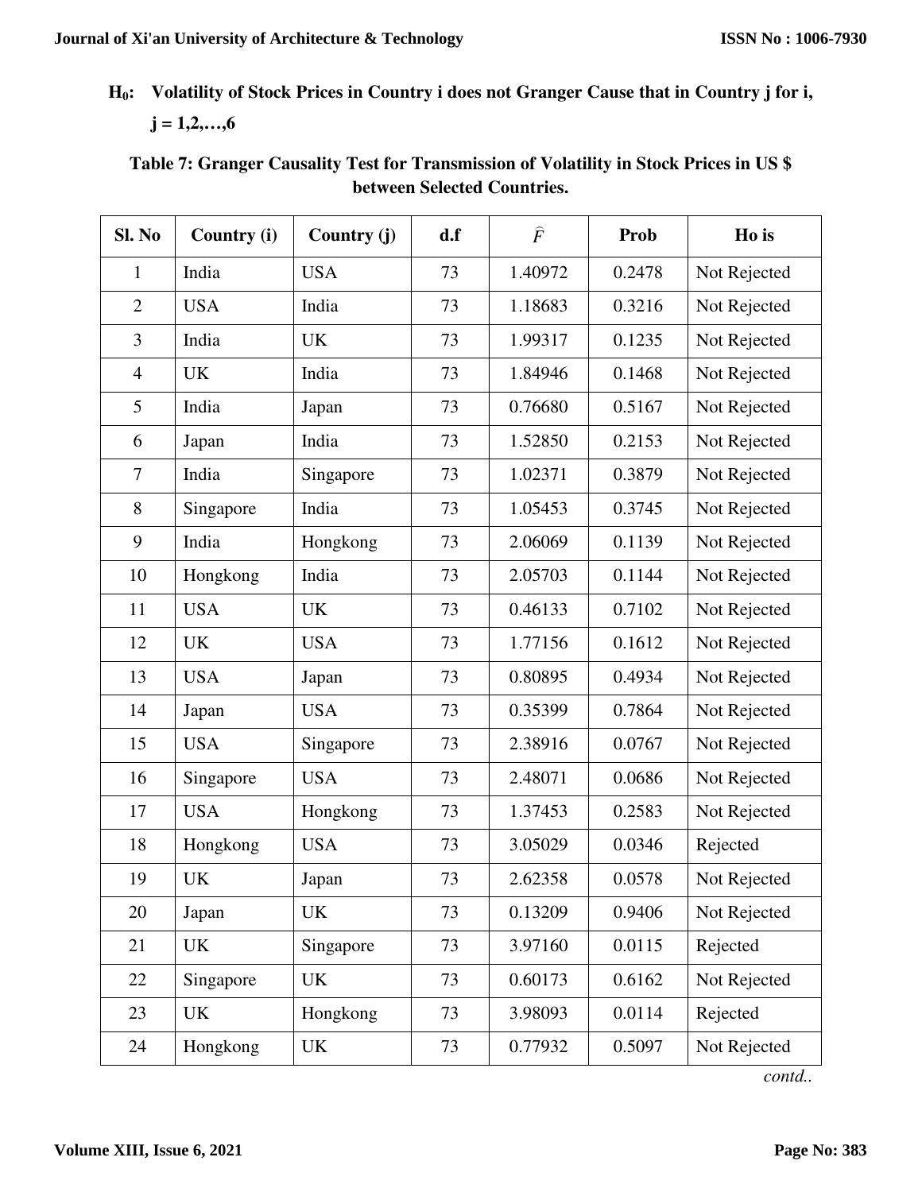**$H_0$: Volatility of Stock Prices in Country i does not Granger Cause that in Country j for i, j = 1,2,…,6**

**Table 7: Granger Causality Test for Transmission of Volatility in Stock Prices in US $ between Selected Countries.**

| Sl. No | Country (i) | Country (j) | d.f | $\hat{F}$ | Prob | Ho is |
|---|---|---|---|---|---|---|
| 1 | India | USA | 73 | 1.40972 | 0.2478 | Not Rejected |
| 2 | USA | India | 73 | 1.18683 | 0.3216 | Not Rejected |
| 3 | India | UK | 73 | 1.99317 | 0.1235 | Not Rejected |
| 4 | UK | India | 73 | 1.84946 | 0.1468 | Not Rejected |
| 5 | India | Japan | 73 | 0.76680 | 0.5167 | Not Rejected |
| 6 | Japan | India | 73 | 1.52850 | 0.2153 | Not Rejected |
| 7 | India | Singapore | 73 | 1.02371 | 0.3879 | Not Rejected |
| 8 | Singapore | India | 73 | 1.05453 | 0.3745 | Not Rejected |
| 9 | India | Hongkong | 73 | 2.06069 | 0.1139 | Not Rejected |
| 10 | Hongkong | India | 73 | 2.05703 | 0.1144 | Not Rejected |
| 11 | USA | UK | 73 | 0.46133 | 0.7102 | Not Rejected |
| 12 | UK | USA | 73 | 1.77156 | 0.1612 | Not Rejected |
| 13 | USA | Japan | 73 | 0.80895 | 0.4934 | Not Rejected |
| 14 | Japan | USA | 73 | 0.35399 | 0.7864 | Not Rejected |
| 15 | USA | Singapore | 73 | 2.38916 | 0.0767 | Not Rejected |
| 16 | Singapore | USA | 73 | 2.48071 | 0.0686 | Not Rejected |
| 17 | USA | Hongkong | 73 | 1.37453 | 0.2583 | Not Rejected |
| 18 | Hongkong | USA | 73 | 3.05029 | 0.0346 | Rejected |
| 19 | UK | Japan | 73 | 2.62358 | 0.0578 | Not Rejected |
| 20 | Japan | UK | 73 | 0.13209 | 0.9406 | Not Rejected |
| 21 | UK | Singapore | 73 | 3.97160 | 0.0115 | Rejected |
| 22 | Singapore | UK | 73 | 0.60173 | 0.6162 | Not Rejected |
| 23 | UK | Hongkong | 73 | 3.98093 | 0.0114 | Rejected |
| 24 | Hongkong | UK | 73 | 0.77932 | 0.5097 | Not Rejected |

*contd..*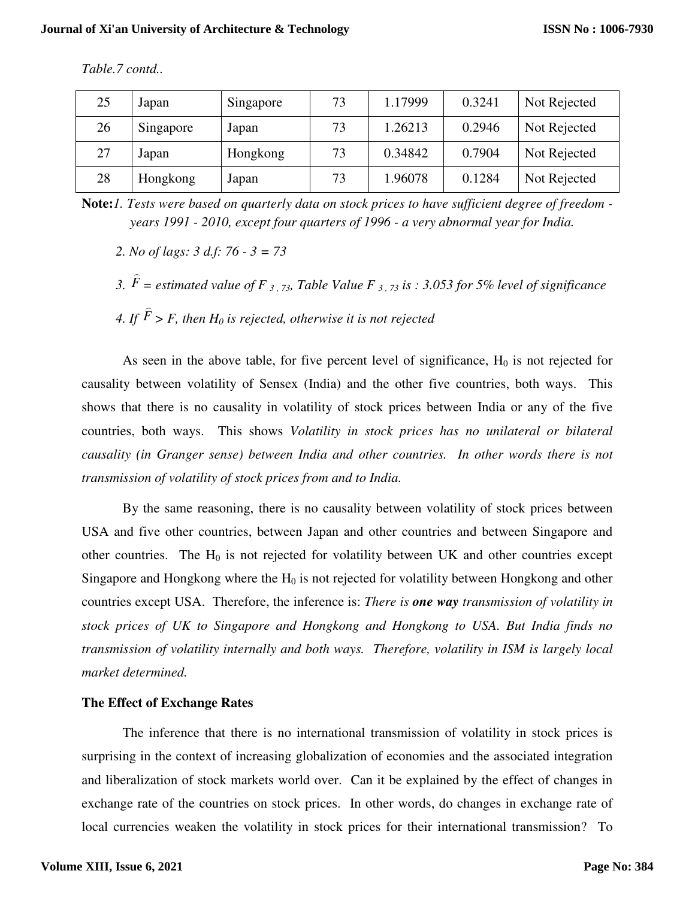*Table.7 contd..*

| | | | | | | |
|---|---|---|---|---|---|---|
| 25 | Japan | Singapore | 73 | 1.17999 | 0.3241 | Not Rejected |
| 26 | Singapore | Japan | 73 | 1.26213 | 0.2946 | Not Rejected |
| 27 | Japan | Hongkong | 73 | 0.34842 | 0.7904 | Not Rejected |
| 28 | Hongkong | Japan | 73 | 1.96078 | 0.1284 | Not Rejected |

**Note:** *1. Tests were based on quarterly data on stock prices to have sufficient degree of freedom - years 1991 - 2010, except four quarters of 1996 - a very abnormal year for India.*

*2. No of lags: 3 d.f: 76 - 3 = 73*

*3. $\widehat{F}$ = estimated value of $F_{3,73}$, Table Value $F_{3,73}$ is : 3.053 for 5% level of significance*

*4. If $\widehat{F} > F$, then $H_0$ is rejected, otherwise it is not rejected*

As seen in the above table, for five percent level of significance, $H_0$ is not rejected for causality between volatility of Sensex (India) and the other five countries, both ways. This shows that there is no causality in volatility of stock prices between India or any of the five countries, both ways. This shows *Volatility in stock prices has no unilateral or bilateral causality (in Granger sense) between India and other countries. In other words there is not transmission of volatility of stock prices from and to India.*

By the same reasoning, there is no causality between volatility of stock prices between USA and five other countries, between Japan and other countries and between Singapore and other countries. The $H_0$ is not rejected for volatility between UK and other countries except Singapore and Hongkong where the $H_0$ is not rejected for volatility between Hongkong and other countries except USA. Therefore, the inference is: *There is **one way** transmission of volatility in stock prices of UK to Singapore and Hongkong and Hongkong to USA. But India finds no transmission of volatility internally and both ways. Therefore, volatility in ISM is largely local market determined.*

**The Effect of Exchange Rates**

The inference that there is no international transmission of volatility in stock prices is surprising in the context of increasing globalization of economies and the associated integration and liberalization of stock markets world over. Can it be explained by the effect of changes in exchange rate of the countries on stock prices. In other words, do changes in exchange rate of local currencies weaken the volatility in stock prices for their international transmission? To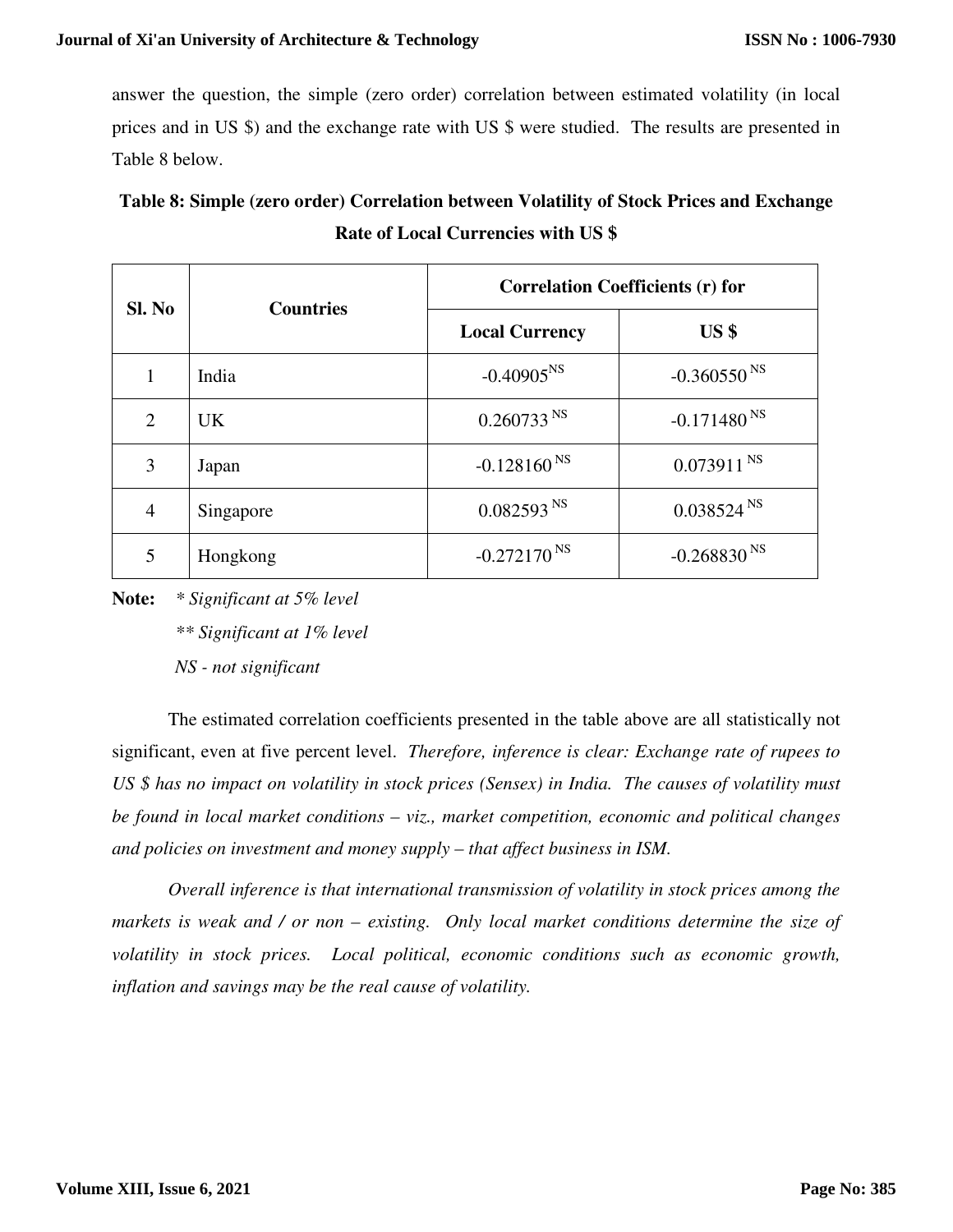answer the question, the simple (zero order) correlation between estimated volatility (in local prices and in US $) and the exchange rate with US $ were studied. The results are presented in Table 8 below.

**Table 8: Simple (zero order) Correlation between Volatility of Stock Prices and Exchange Rate of Local Currencies with US $**

| Sl. No | Countries | Correlation Coefficients (r) for | |
|---|---|---|---|
| | | Local Currency | US $ |
| 1 | India | -0.40905 NS | -0.360550 NS |
| 2 | UK | 0.260733 NS | -0.171480 NS |
| 3 | Japan | -0.128160 NS | 0.073911 NS |
| 4 | Singapore | 0.082593 NS | 0.038524 NS |
| 5 | Hongkong | -0.272170 NS | -0.268830 NS |

**Note:** *\* Significant at 5% level*

*\*\* Significant at 1% level*

*NS - not significant*

The estimated correlation coefficients presented in the table above are all statistically not significant, even at five percent level. *Therefore, inference is clear: Exchange rate of rupees to US $ has no impact on volatility in stock prices (Sensex) in India. The causes of volatility must be found in local market conditions – viz., market competition, economic and political changes and policies on investment and money supply – that affect business in ISM.*

*Overall inference is that international transmission of volatility in stock prices among the markets is weak and / or non – existing. Only local market conditions determine the size of volatility in stock prices. Local political, economic conditions such as economic growth, inflation and savings may be the real cause of volatility.*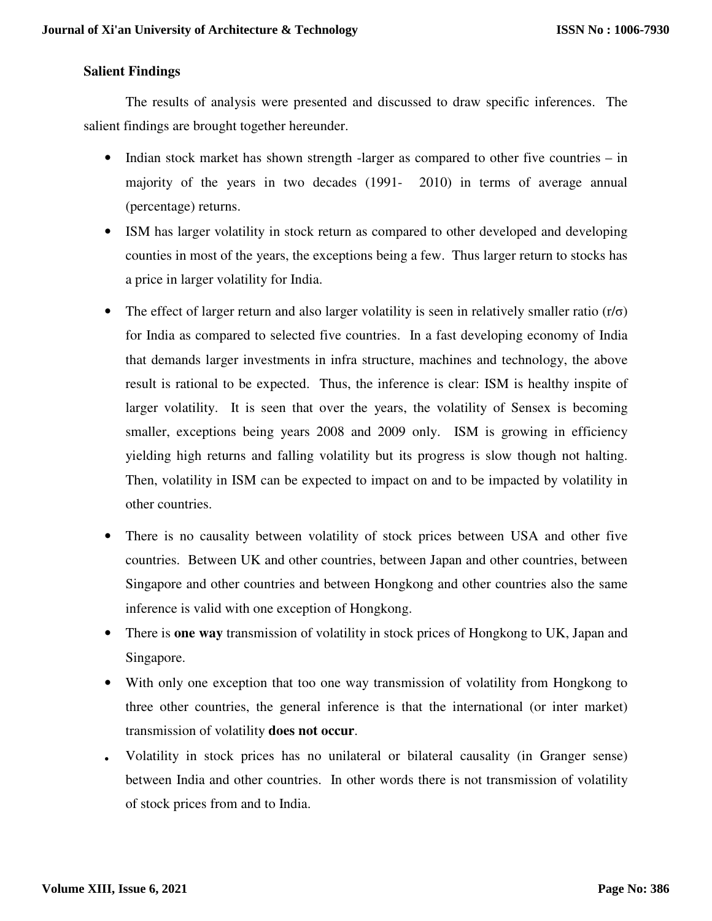## Salient Findings

The results of analysis were presented and discussed to draw specific inferences. The salient findings are brought together hereunder.

- Indian stock market has shown strength -larger as compared to other five countries – in majority of the years in two decades (1991- 2010) in terms of average annual (percentage) returns.
- ISM has larger volatility in stock return as compared to other developed and developing counties in most of the years, the exceptions being a few. Thus larger return to stocks has a price in larger volatility for India.
- The effect of larger return and also larger volatility is seen in relatively smaller ratio ($r/\sigma$) for India as compared to selected five countries. In a fast developing economy of India that demands larger investments in infra structure, machines and technology, the above result is rational to be expected. Thus, the inference is clear: ISM is healthy inspite of larger volatility. It is seen that over the years, the volatility of Sensex is becoming smaller, exceptions being years 2008 and 2009 only. ISM is growing in efficiency yielding high returns and falling volatility but its progress is slow though not halting. Then, volatility in ISM can be expected to impact on and to be impacted by volatility in other countries.
- There is no causality between volatility of stock prices between USA and other five countries. Between UK and other countries, between Japan and other countries, between Singapore and other countries and between Hongkong and other countries also the same inference is valid with one exception of Hongkong.
- There is **one way** transmission of volatility in stock prices of Hongkong to UK, Japan and Singapore.
- With only one exception that too one way transmission of volatility from Hongkong to three other countries, the general inference is that the international (or inter market) transmission of volatility **does not occur**.
- Volatility in stock prices has no unilateral or bilateral causality (in Granger sense) between India and other countries. In other words there is not transmission of volatility of stock prices from and to India.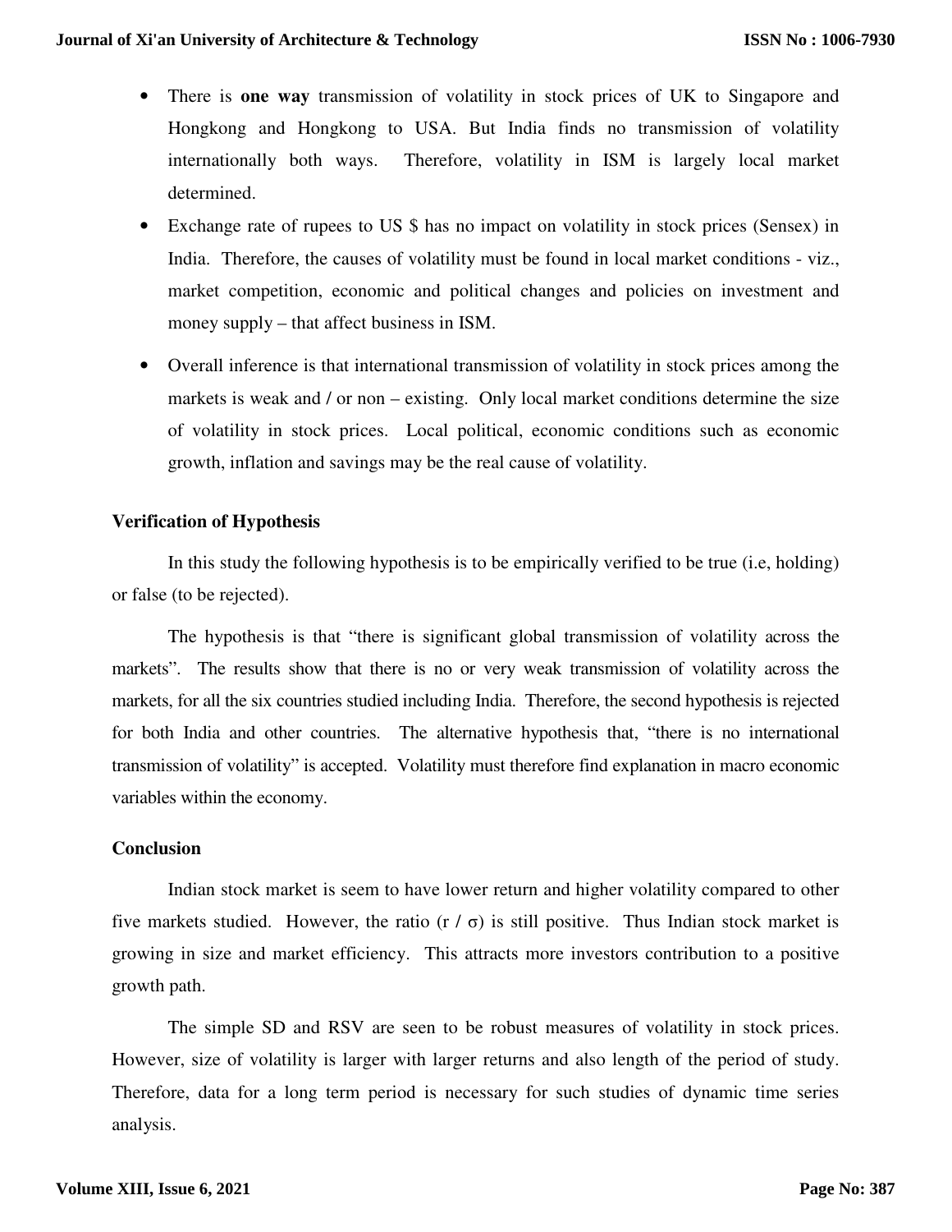- There is **one way** transmission of volatility in stock prices of UK to Singapore and Hongkong and Hongkong to USA. But India finds no transmission of volatility internationally both ways. Therefore, volatility in ISM is largely local market determined.
- Exchange rate of rupees to US $ has no impact on volatility in stock prices (Sensex) in India. Therefore, the causes of volatility must be found in local market conditions - viz., market competition, economic and political changes and policies on investment and money supply – that affect business in ISM.
- Overall inference is that international transmission of volatility in stock prices among the markets is weak and / or non – existing. Only local market conditions determine the size of volatility in stock prices. Local political, economic conditions such as economic growth, inflation and savings may be the real cause of volatility.

**Verification of Hypothesis**

In this study the following hypothesis is to be empirically verified to be true (i.e, holding) or false (to be rejected).

The hypothesis is that "there is significant global transmission of volatility across the markets". The results show that there is no or very weak transmission of volatility across the markets, for all the six countries studied including India. Therefore, the second hypothesis is rejected for both India and other countries. The alternative hypothesis that, "there is no international transmission of volatility" is accepted. Volatility must therefore find explanation in macro economic variables within the economy.

**Conclusion**

Indian stock market is seem to have lower return and higher volatility compared to other five markets studied. However, the ratio ($r$ / $\sigma$) is still positive. Thus Indian stock market is growing in size and market efficiency. This attracts more investors contribution to a positive growth path.

The simple SD and RSV are seen to be robust measures of volatility in stock prices. However, size of volatility is larger with larger returns and also length of the period of study. Therefore, data for a long term period is necessary for such studies of dynamic time series analysis.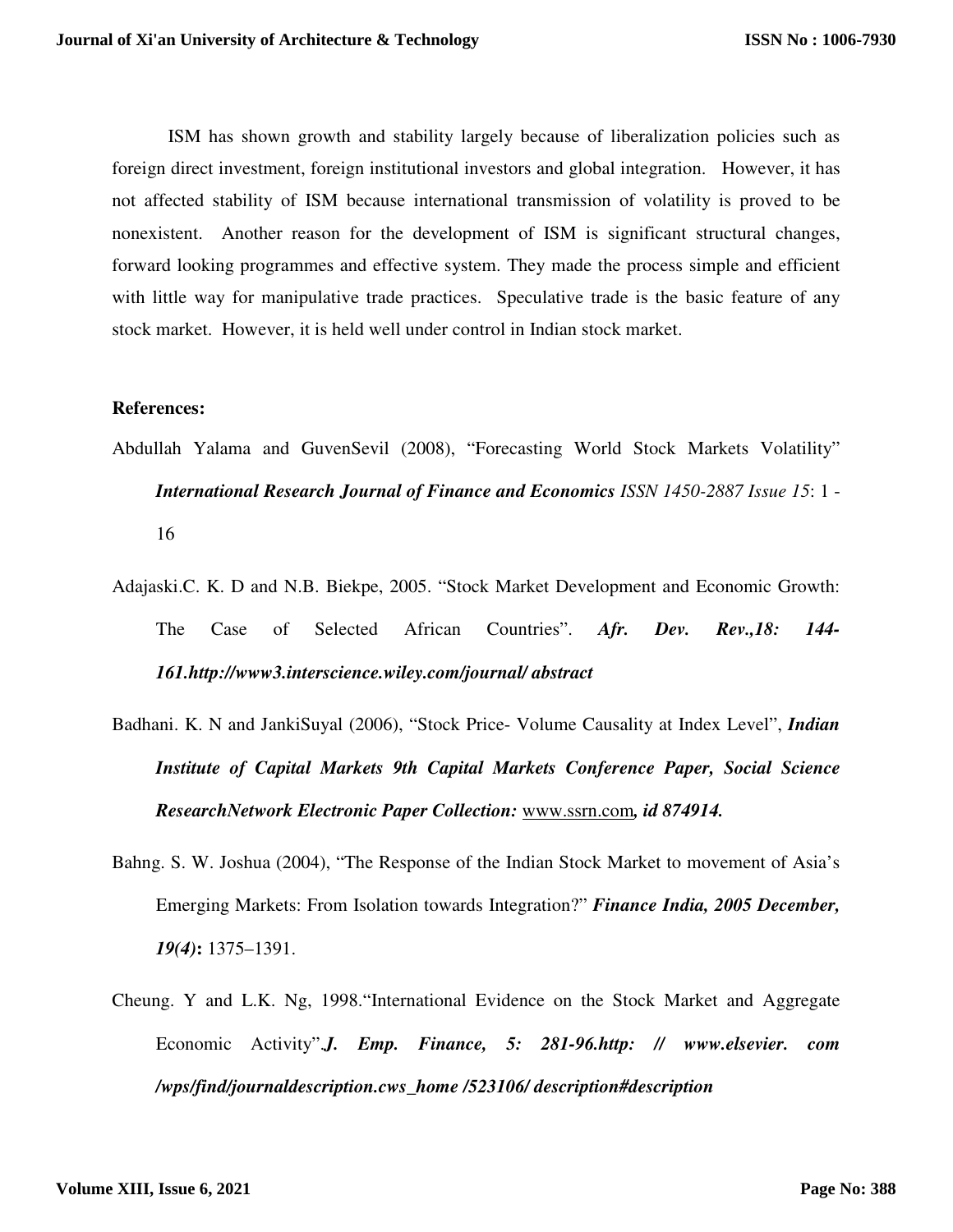ISM has shown growth and stability largely because of liberalization policies such as foreign direct investment, foreign institutional investors and global integration. However, it has not affected stability of ISM because international transmission of volatility is proved to be nonexistent. Another reason for the development of ISM is significant structural changes, forward looking programmes and effective system. They made the process simple and efficient with little way for manipulative trade practices. Speculative trade is the basic feature of any stock market. However, it is held well under control in Indian stock market.

**References:**

Abdullah Yalama and GuvenSevil (2008), "Forecasting World Stock Markets Volatility" ***International Research Journal of Finance and Economics*** *ISSN 1450-2887 Issue 15*: 1 - 16

Adajaski.C. K. D and N.B. Biekpe, 2005. "Stock Market Development and Economic Growth: The Case of Selected African Countries". ***Afr. Dev. Rev.,18: 144-161.http://www3.interscience.wiley.com/journal/ abstract***

Badhani. K. N and JankiSuyal (2006), "Stock Price- Volume Causality at Index Level", ***Indian Institute of Capital Markets 9th Capital Markets Conference Paper, Social Science ResearchNetwork Electronic Paper Collection:*** www.ssrn.com***, id 874914.***

Bahng. S. W. Joshua (2004), "The Response of the Indian Stock Market to movement of Asia's Emerging Markets: From Isolation towards Integration?" ***Finance India, 2005 December, 19(4)*:** 1375–1391.

Cheung. Y and L.K. Ng, 1998."International Evidence on the Stock Market and Aggregate Economic Activity".***J. Emp. Finance, 5: 281-96.http: // www.elsevier. com /wps/find/journaldescription.cws_home /523106/ description#description***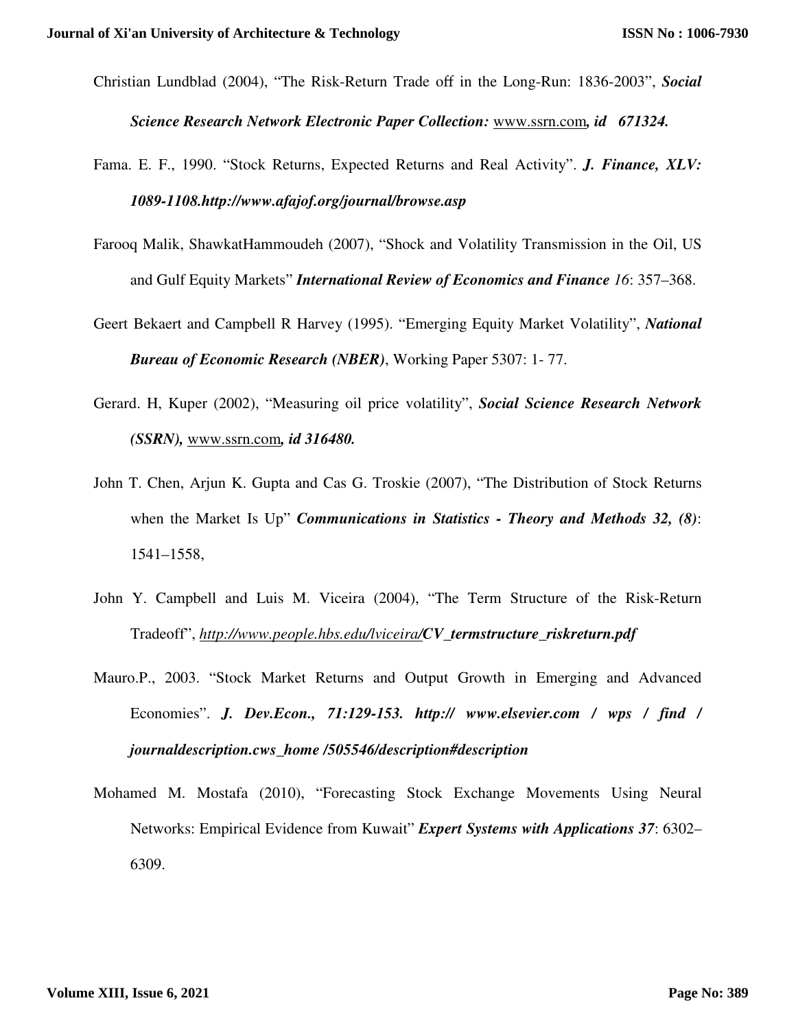Christian Lundblad (2004), “The Risk-Return Trade off in the Long-Run: 1836-2003”, ***Social Science Research Network Electronic Paper Collection:*** www.ssrn.com***, id 671324.***

Fama. E. F., 1990. “Stock Returns, Expected Returns and Real Activity”. ***J. Finance, XLV: 1089-1108.http://www.afajof.org/journal/browse.asp***

Farooq Malik, ShawkatHammoudeh (2007), “Shock and Volatility Transmission in the Oil, US and Gulf Equity Markets” ***International Review of Economics and Finance*** *16*: 357–368.

Geert Bekaert and Campbell R Harvey (1995). “Emerging Equity Market Volatility”, ***National Bureau of Economic Research (NBER)***, Working Paper 5307: 1- 77.

Gerard. H, Kuper (2002), “Measuring oil price volatility”, ***Social Science Research Network (SSRN),*** www.ssrn.com***, id 316480.***

John T. Chen, Arjun K. Gupta and Cas G. Troskie (2007), “The Distribution of Stock Returns when the Market Is Up” ***Communications in Statistics - Theory and Methods 32, (8)***: 1541–1558,

John Y. Campbell and Luis M. Viceira (2004), “The Term Structure of the Risk-Return Tradeoff”, *http://www.people.hbs.edu/lviceira/**CV_termstructure_riskreturn.pdf***

Mauro.P., 2003. “Stock Market Returns and Output Growth in Emerging and Advanced Economies”. ***J. Dev.Econ., 71:129-153. http:// www.elsevier.com / wps / find / journaldescription.cws_home /505546/description#description***

Mohamed M. Mostafa (2010), “Forecasting Stock Exchange Movements Using Neural Networks: Empirical Evidence from Kuwait” ***Expert Systems with Applications 37***: 6302–6309.